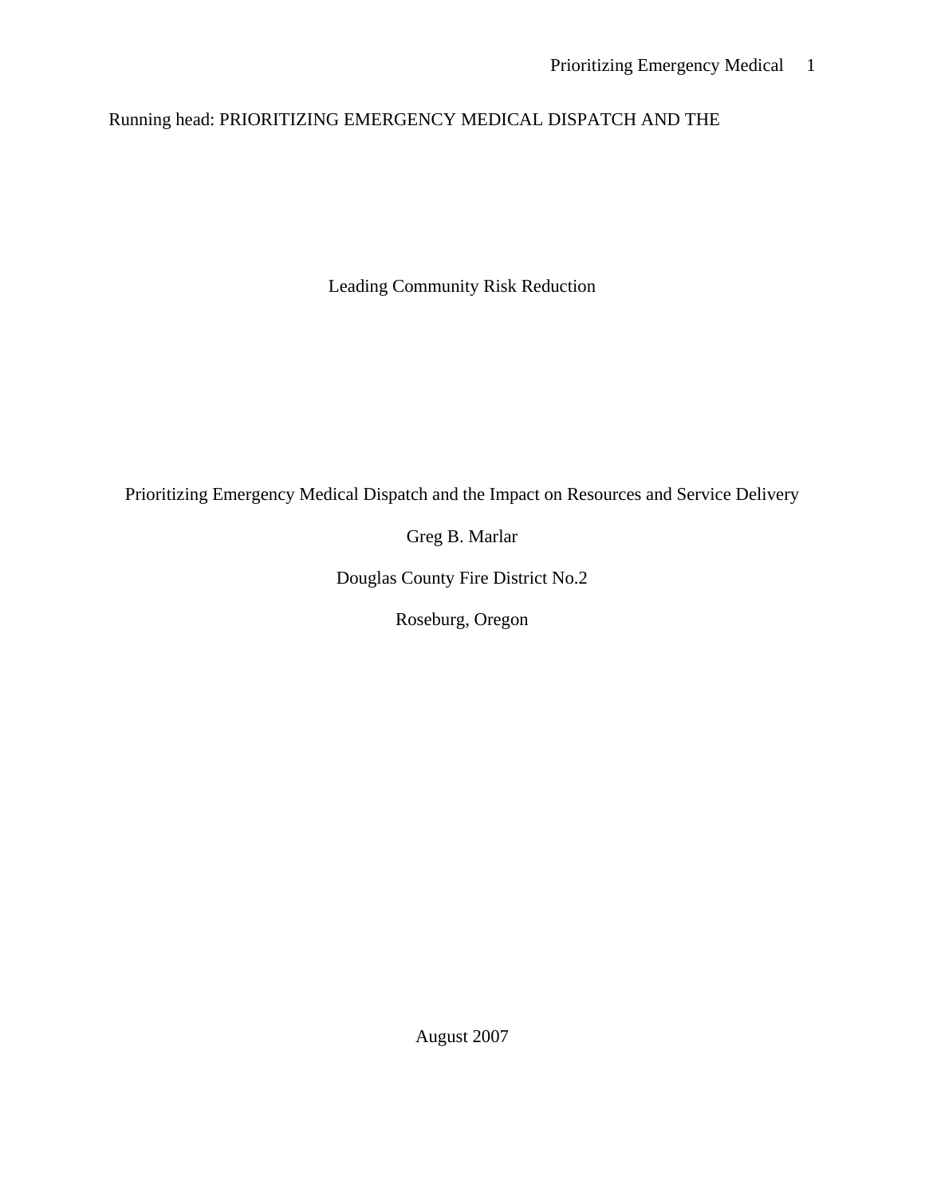Running head: PRIORITIZING EMERGENCY MEDICAL DISPATCH AND THE

Leading Community Risk Reduction

# Prioritizing Emergency Medical Dispatch and the Impact on Resources and Service Delivery

Greg B. Marlar

Douglas County Fire District No.2

Roseburg, Oregon

August 2007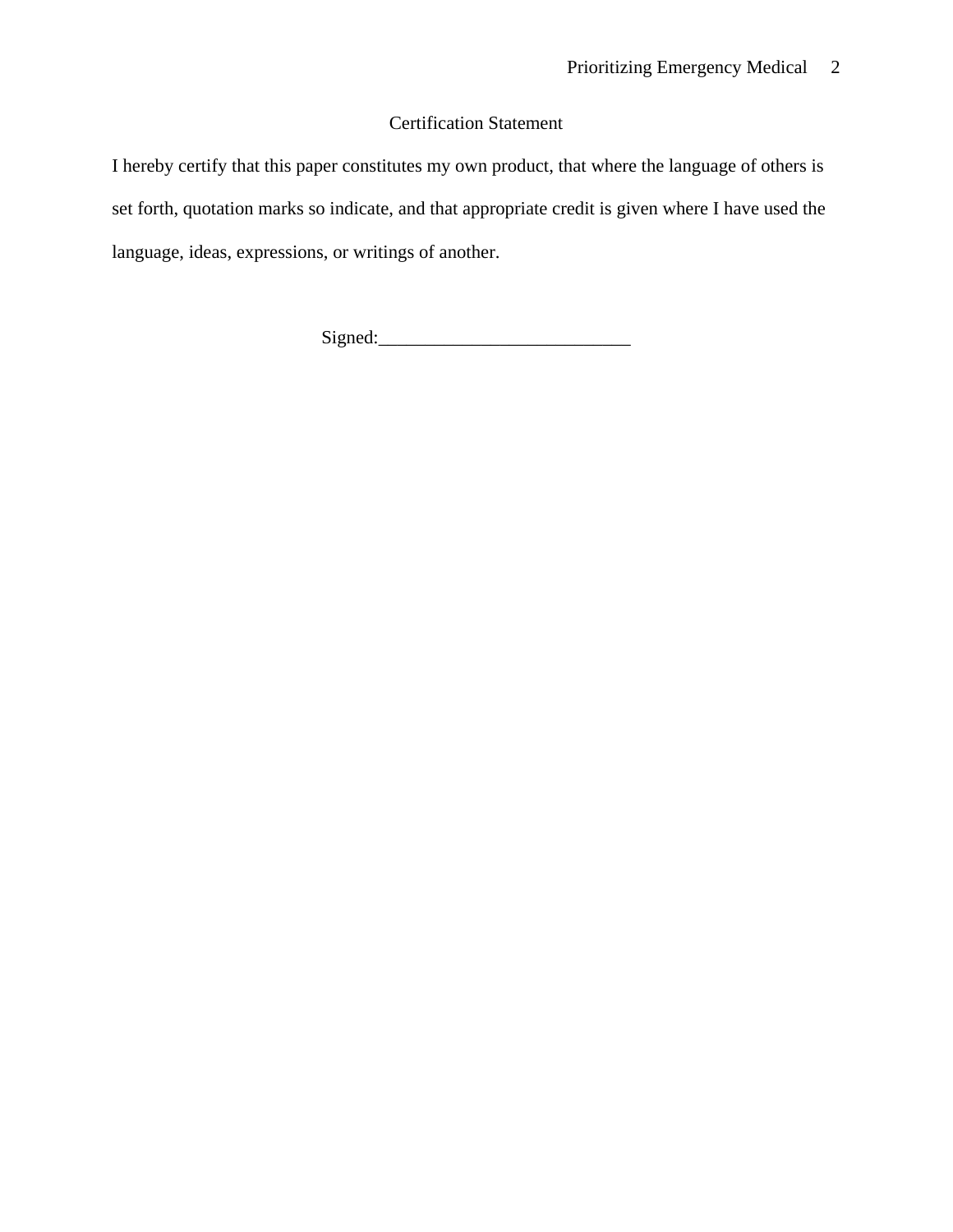## Certification Statement

I hereby certify that this paper constitutes my own product, that where the language of others is set forth, quotation marks so indicate, and that appropriate credit is given where I have used the language, ideas, expressions, or writings of another.

Signed:___________________________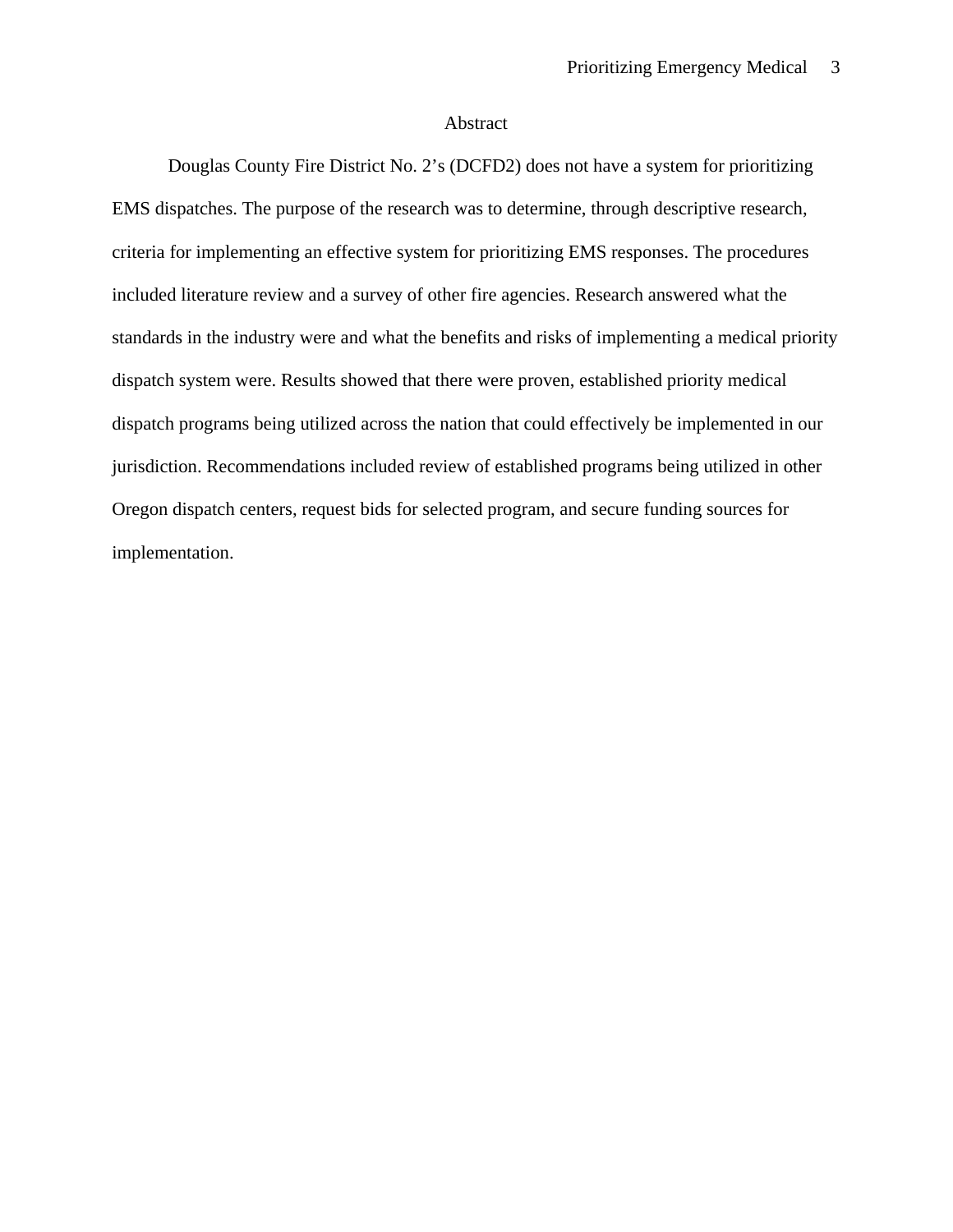# Abstract

Douglas County Fire District No. 2's (DCFD2) does not have a system for prioritizing EMS dispatches. The purpose of the research was to determine, through descriptive research, criteria for implementing an effective system for prioritizing EMS responses. The procedures included literature review and a survey of other fire agencies. Research answered what the standards in the industry were and what the benefits and risks of implementing a medical priority dispatch system were. Results showed that there were proven, established priority medical dispatch programs being utilized across the nation that could effectively be implemented in our jurisdiction. Recommendations included review of established programs being utilized in other Oregon dispatch centers, request bids for selected program, and secure funding sources for implementation.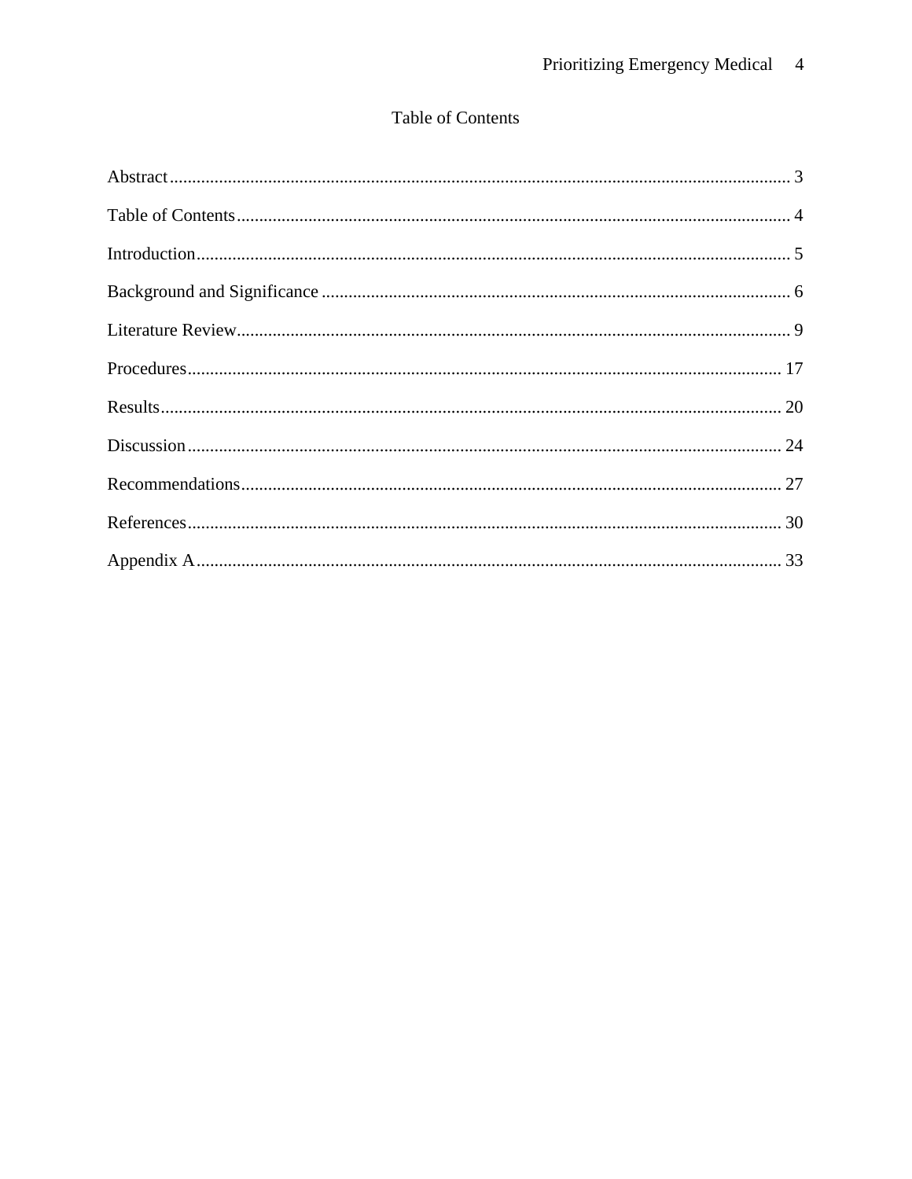# Table of Contents

Abstract ........................................................................................................................... 3

Table of Contents ........................................................................................................... 4

Introduction .................................................................................................................... 5

Background and Significance ........................................................................................ 6

Literature Review ........................................................................................................... 9

Procedures .................................................................................................................... 17

Results .......................................................................................................................... 20

Discussion .................................................................................................................... 24

Recommendations ........................................................................................................ 27

References .................................................................................................................... 30

Appendix A .................................................................................................................. 33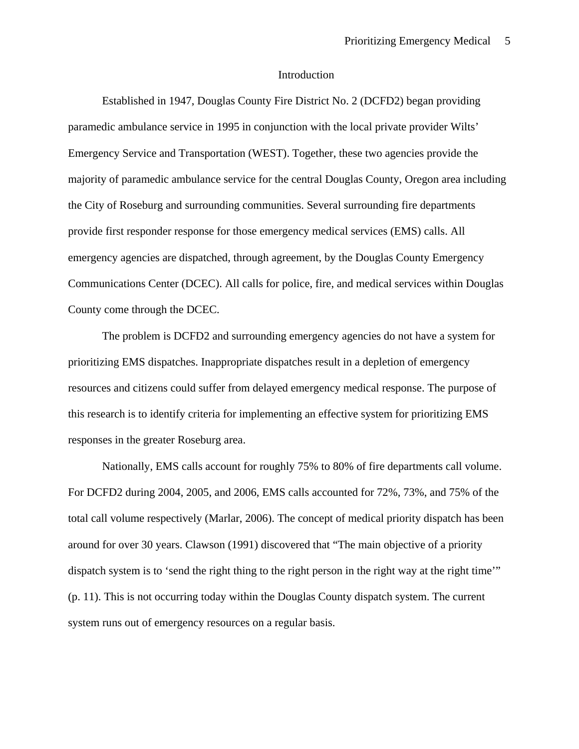## Introduction

Established in 1947, Douglas County Fire District No. 2 (DCFD2) began providing paramedic ambulance service in 1995 in conjunction with the local private provider Wilts' Emergency Service and Transportation (WEST). Together, these two agencies provide the majority of paramedic ambulance service for the central Douglas County, Oregon area including the City of Roseburg and surrounding communities. Several surrounding fire departments provide first responder response for those emergency medical services (EMS) calls. All emergency agencies are dispatched, through agreement, by the Douglas County Emergency Communications Center (DCEC). All calls for police, fire, and medical services within Douglas County come through the DCEC.

The problem is DCFD2 and surrounding emergency agencies do not have a system for prioritizing EMS dispatches. Inappropriate dispatches result in a depletion of emergency resources and citizens could suffer from delayed emergency medical response. The purpose of this research is to identify criteria for implementing an effective system for prioritizing EMS responses in the greater Roseburg area.

Nationally, EMS calls account for roughly 75% to 80% of fire departments call volume. For DCFD2 during 2004, 2005, and 2006, EMS calls accounted for 72%, 73%, and 75% of the total call volume respectively (Marlar, 2006). The concept of medical priority dispatch has been around for over 30 years. Clawson (1991) discovered that "The main objective of a priority dispatch system is to 'send the right thing to the right person in the right way at the right time'" (p. 11). This is not occurring today within the Douglas County dispatch system. The current system runs out of emergency resources on a regular basis.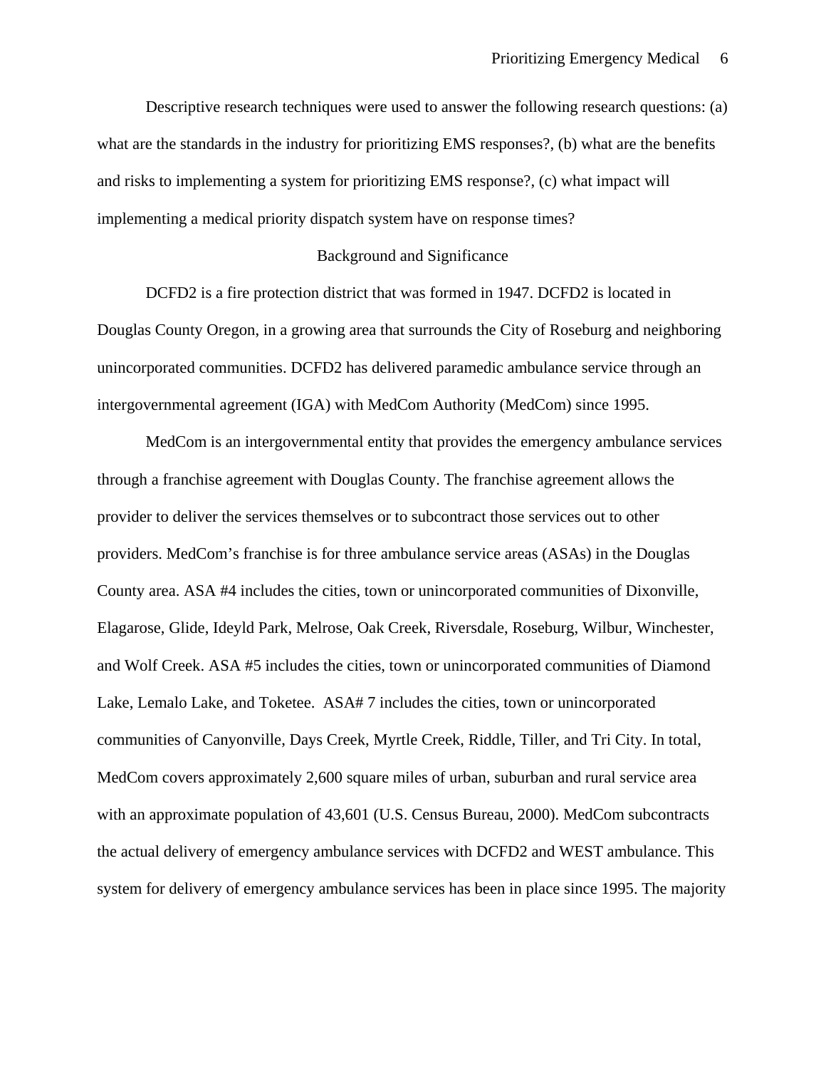Descriptive research techniques were used to answer the following research questions: (a) what are the standards in the industry for prioritizing EMS responses?, (b) what are the benefits and risks to implementing a system for prioritizing EMS response?, (c) what impact will implementing a medical priority dispatch system have on response times?

## Background and Significance

DCFD2 is a fire protection district that was formed in 1947. DCFD2 is located in Douglas County Oregon, in a growing area that surrounds the City of Roseburg and neighboring unincorporated communities. DCFD2 has delivered paramedic ambulance service through an intergovernmental agreement (IGA) with MedCom Authority (MedCom) since 1995.

MedCom is an intergovernmental entity that provides the emergency ambulance services through a franchise agreement with Douglas County. The franchise agreement allows the provider to deliver the services themselves or to subcontract those services out to other providers. MedCom's franchise is for three ambulance service areas (ASAs) in the Douglas County area. ASA #4 includes the cities, town or unincorporated communities of Dixonville, Elagarose, Glide, Ideyld Park, Melrose, Oak Creek, Riversdale, Roseburg, Wilbur, Winchester, and Wolf Creek. ASA #5 includes the cities, town or unincorporated communities of Diamond Lake, Lemalo Lake, and Toketee. ASA# 7 includes the cities, town or unincorporated communities of Canyonville, Days Creek, Myrtle Creek, Riddle, Tiller, and Tri City. In total, MedCom covers approximately 2,600 square miles of urban, suburban and rural service area with an approximate population of 43,601 (U.S. Census Bureau, 2000). MedCom subcontracts the actual delivery of emergency ambulance services with DCFD2 and WEST ambulance. This system for delivery of emergency ambulance services has been in place since 1995. The majority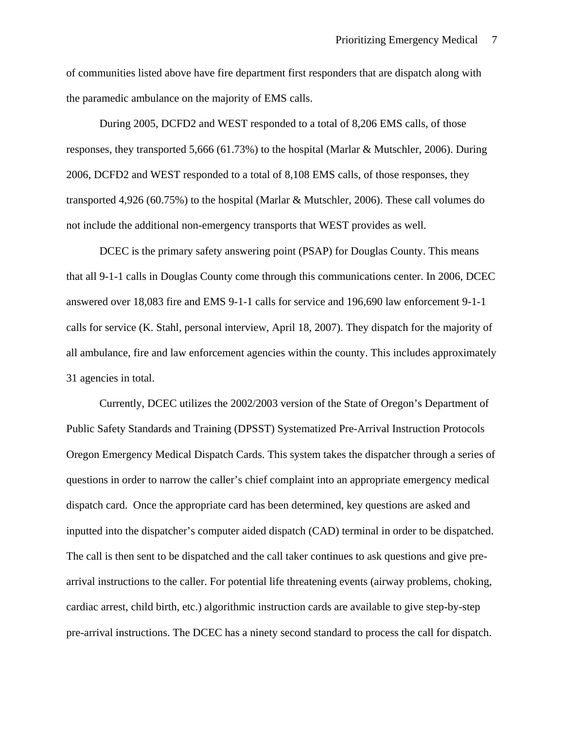of communities listed above have fire department first responders that are dispatch along with the paramedic ambulance on the majority of EMS calls.

During 2005, DCFD2 and WEST responded to a total of 8,206 EMS calls, of those responses, they transported 5,666 (61.73%) to the hospital (Marlar & Mutschler, 2006). During 2006, DCFD2 and WEST responded to a total of 8,108 EMS calls, of those responses, they transported 4,926 (60.75%) to the hospital (Marlar & Mutschler, 2006). These call volumes do not include the additional non-emergency transports that WEST provides as well.

DCEC is the primary safety answering point (PSAP) for Douglas County. This means that all 9-1-1 calls in Douglas County come through this communications center. In 2006, DCEC answered over 18,083 fire and EMS 9-1-1 calls for service and 196,690 law enforcement 9-1-1 calls for service (K. Stahl, personal interview, April 18, 2007). They dispatch for the majority of all ambulance, fire and law enforcement agencies within the county. This includes approximately 31 agencies in total.

Currently, DCEC utilizes the 2002/2003 version of the State of Oregon's Department of Public Safety Standards and Training (DPSST) Systematized Pre-Arrival Instruction Protocols Oregon Emergency Medical Dispatch Cards. This system takes the dispatcher through a series of questions in order to narrow the caller's chief complaint into an appropriate emergency medical dispatch card. Once the appropriate card has been determined, key questions are asked and inputted into the dispatcher's computer aided dispatch (CAD) terminal in order to be dispatched. The call is then sent to be dispatched and the call taker continues to ask questions and give pre-arrival instructions to the caller. For potential life threatening events (airway problems, choking, cardiac arrest, child birth, etc.) algorithmic instruction cards are available to give step-by-step pre-arrival instructions. The DCEC has a ninety second standard to process the call for dispatch.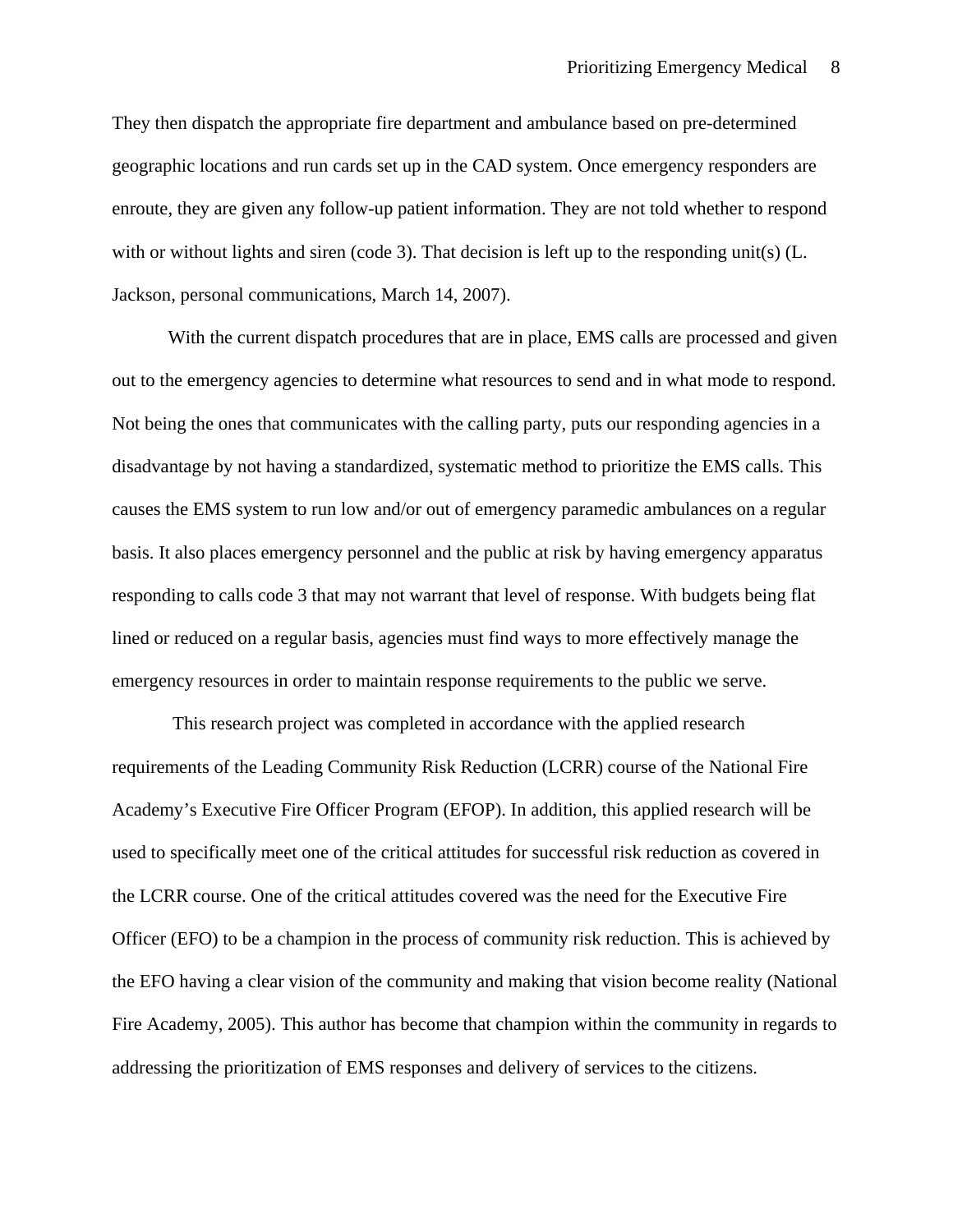They then dispatch the appropriate fire department and ambulance based on pre-determined geographic locations and run cards set up in the CAD system. Once emergency responders are enroute, they are given any follow-up patient information. They are not told whether to respond with or without lights and siren (code 3). That decision is left up to the responding unit(s) (L. Jackson, personal communications, March 14, 2007).

With the current dispatch procedures that are in place, EMS calls are processed and given out to the emergency agencies to determine what resources to send and in what mode to respond. Not being the ones that communicates with the calling party, puts our responding agencies in a disadvantage by not having a standardized, systematic method to prioritize the EMS calls. This causes the EMS system to run low and/or out of emergency paramedic ambulances on a regular basis. It also places emergency personnel and the public at risk by having emergency apparatus responding to calls code 3 that may not warrant that level of response. With budgets being flat lined or reduced on a regular basis, agencies must find ways to more effectively manage the emergency resources in order to maintain response requirements to the public we serve.

This research project was completed in accordance with the applied research requirements of the Leading Community Risk Reduction (LCRR) course of the National Fire Academy's Executive Fire Officer Program (EFOP). In addition, this applied research will be used to specifically meet one of the critical attitudes for successful risk reduction as covered in the LCRR course. One of the critical attitudes covered was the need for the Executive Fire Officer (EFO) to be a champion in the process of community risk reduction. This is achieved by the EFO having a clear vision of the community and making that vision become reality (National Fire Academy, 2005). This author has become that champion within the community in regards to addressing the prioritization of EMS responses and delivery of services to the citizens.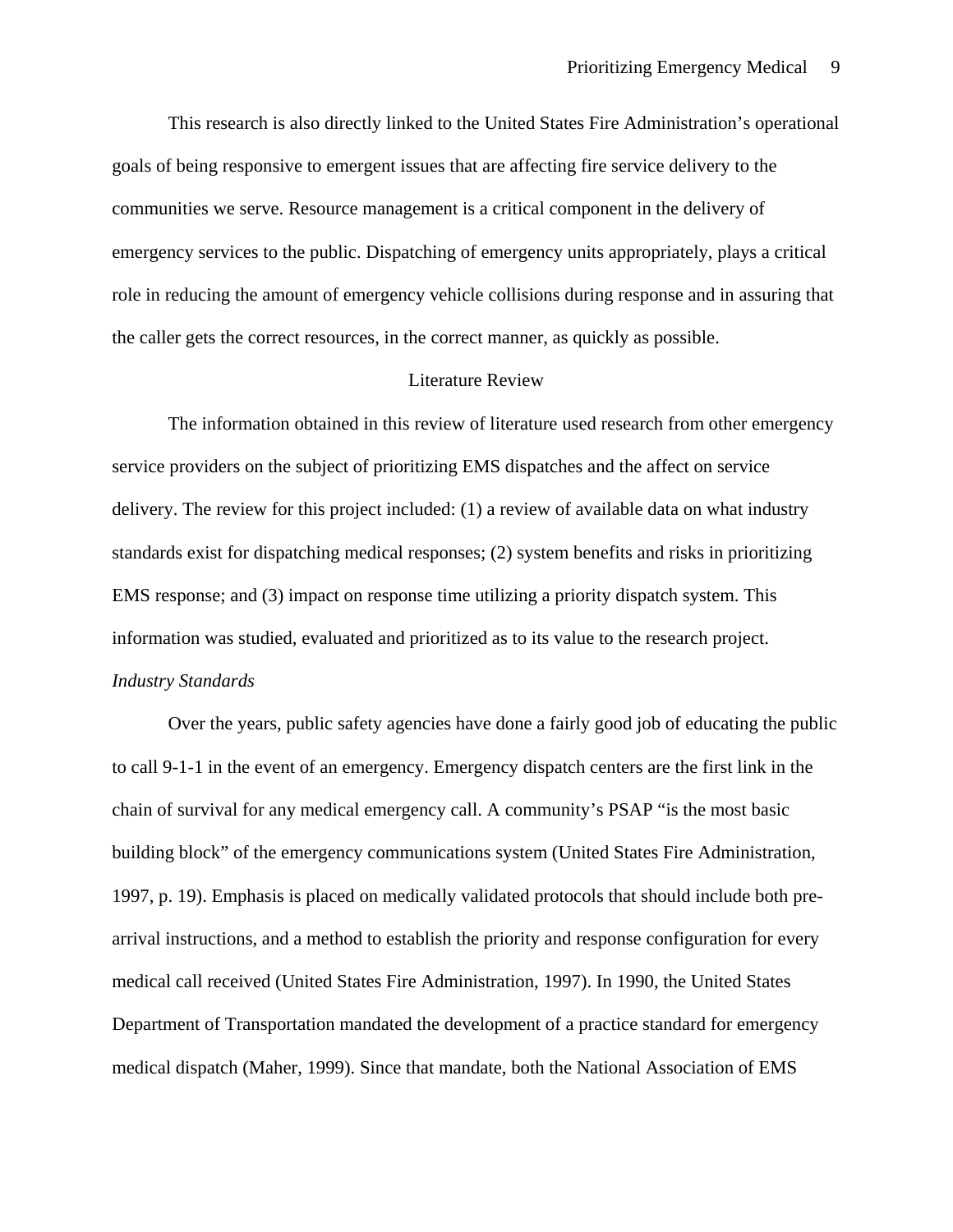This research is also directly linked to the United States Fire Administration's operational goals of being responsive to emergent issues that are affecting fire service delivery to the communities we serve. Resource management is a critical component in the delivery of emergency services to the public. Dispatching of emergency units appropriately, plays a critical role in reducing the amount of emergency vehicle collisions during response and in assuring that the caller gets the correct resources, in the correct manner, as quickly as possible.

## Literature Review

The information obtained in this review of literature used research from other emergency service providers on the subject of prioritizing EMS dispatches and the affect on service delivery. The review for this project included: (1) a review of available data on what industry standards exist for dispatching medical responses; (2) system benefits and risks in prioritizing EMS response; and (3) impact on response time utilizing a priority dispatch system. This information was studied, evaluated and prioritized as to its value to the research project.

### *Industry Standards*

Over the years, public safety agencies have done a fairly good job of educating the public to call 9-1-1 in the event of an emergency. Emergency dispatch centers are the first link in the chain of survival for any medical emergency call. A community's PSAP "is the most basic building block" of the emergency communications system (United States Fire Administration, 1997, p. 19). Emphasis is placed on medically validated protocols that should include both pre-arrival instructions, and a method to establish the priority and response configuration for every medical call received (United States Fire Administration, 1997). In 1990, the United States Department of Transportation mandated the development of a practice standard for emergency medical dispatch (Maher, 1999). Since that mandate, both the National Association of EMS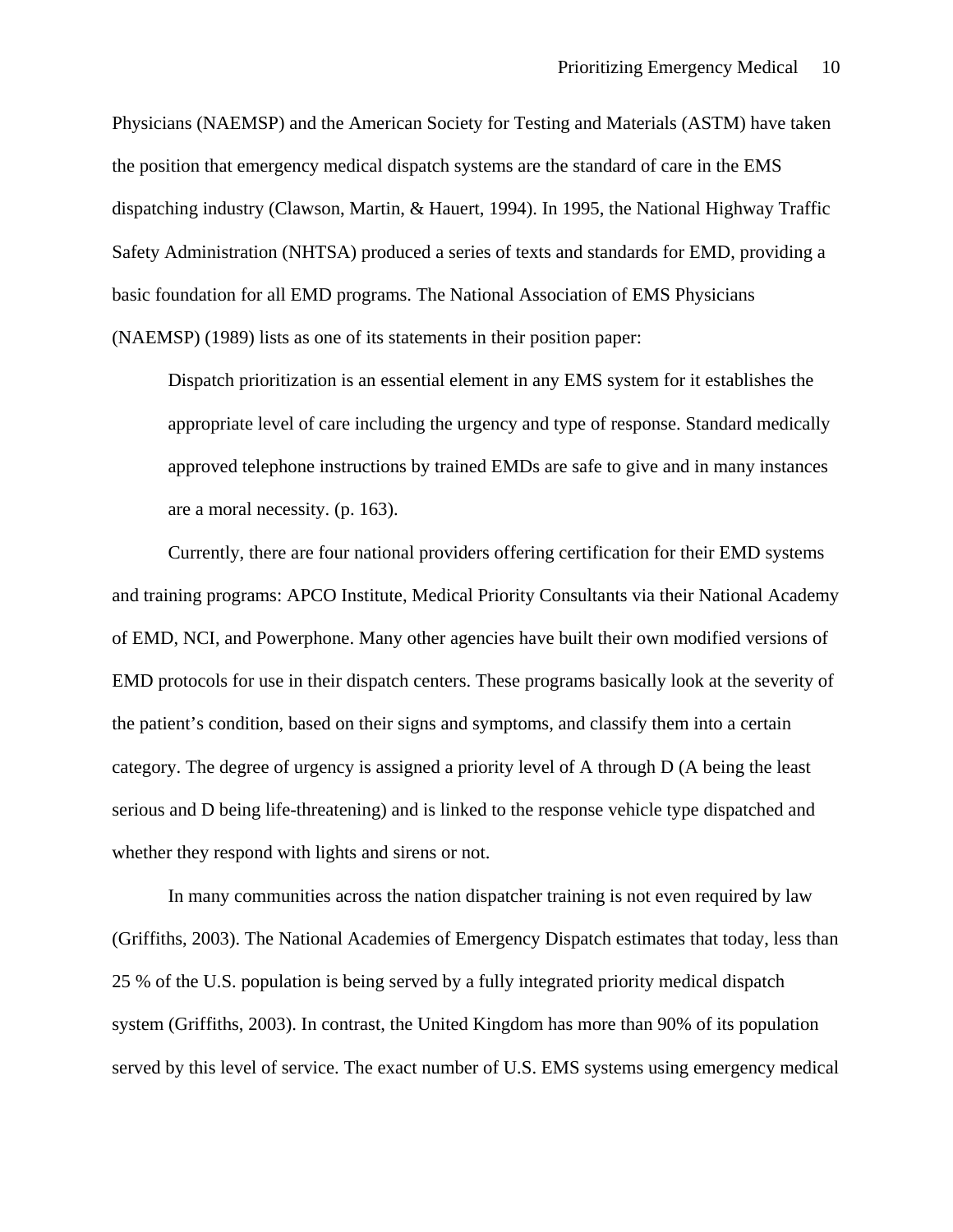Physicians (NAEMSP) and the American Society for Testing and Materials (ASTM) have taken the position that emergency medical dispatch systems are the standard of care in the EMS dispatching industry (Clawson, Martin, & Hauert, 1994). In 1995, the National Highway Traffic Safety Administration (NHTSA) produced a series of texts and standards for EMD, providing a basic foundation for all EMD programs. The National Association of EMS Physicians (NAEMSP) (1989) lists as one of its statements in their position paper:

> Dispatch prioritization is an essential element in any EMS system for it establishes the appropriate level of care including the urgency and type of response. Standard medically approved telephone instructions by trained EMDs are safe to give and in many instances are a moral necessity. (p. 163).

Currently, there are four national providers offering certification for their EMD systems and training programs: APCO Institute, Medical Priority Consultants via their National Academy of EMD, NCI, and Powerphone. Many other agencies have built their own modified versions of EMD protocols for use in their dispatch centers. These programs basically look at the severity of the patient's condition, based on their signs and symptoms, and classify them into a certain category. The degree of urgency is assigned a priority level of A through D (A being the least serious and D being life-threatening) and is linked to the response vehicle type dispatched and whether they respond with lights and sirens or not.

In many communities across the nation dispatcher training is not even required by law (Griffiths, 2003). The National Academies of Emergency Dispatch estimates that today, less than 25 % of the U.S. population is being served by a fully integrated priority medical dispatch system (Griffiths, 2003). In contrast, the United Kingdom has more than 90% of its population served by this level of service. The exact number of U.S. EMS systems using emergency medical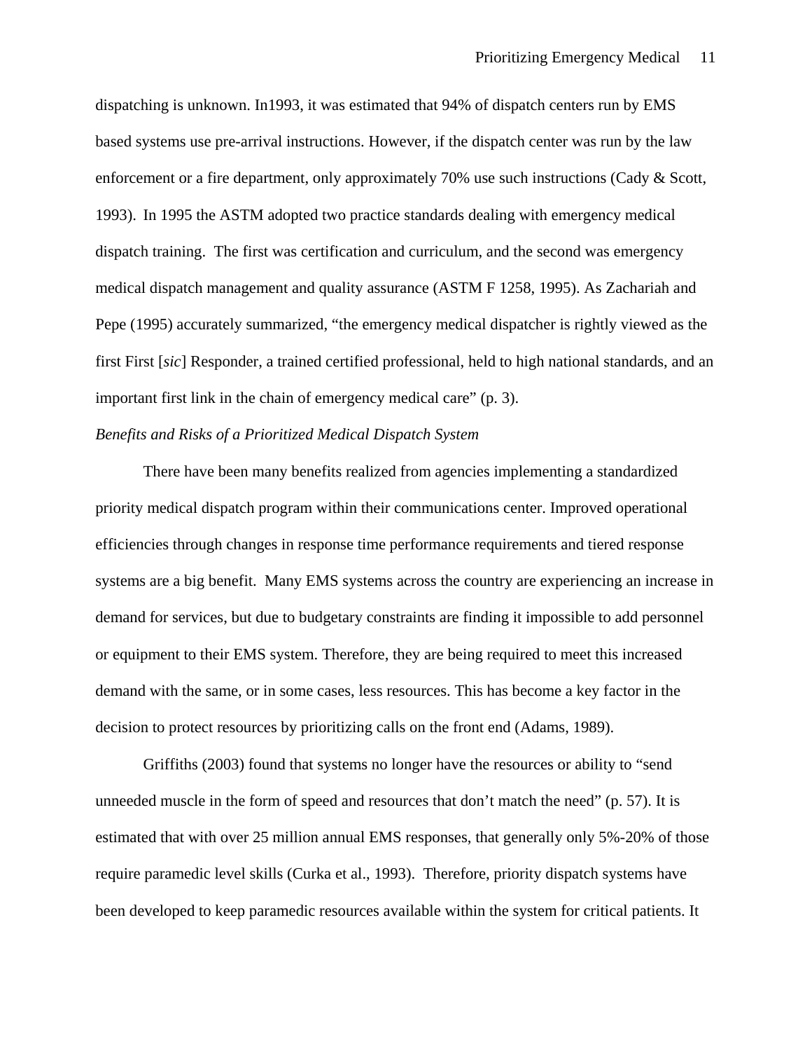dispatching is unknown. In1993, it was estimated that 94% of dispatch centers run by EMS based systems use pre-arrival instructions. However, if the dispatch center was run by the law enforcement or a fire department, only approximately 70% use such instructions (Cady & Scott, 1993). In 1995 the ASTM adopted two practice standards dealing with emergency medical dispatch training. The first was certification and curriculum, and the second was emergency medical dispatch management and quality assurance (ASTM F 1258, 1995). As Zachariah and Pepe (1995) accurately summarized, “the emergency medical dispatcher is rightly viewed as the first First [*sic*] Responder, a trained certified professional, held to high national standards, and an important first link in the chain of emergency medical care” (p. 3).

*Benefits and Risks of a Prioritized Medical Dispatch System*

There have been many benefits realized from agencies implementing a standardized priority medical dispatch program within their communications center. Improved operational efficiencies through changes in response time performance requirements and tiered response systems are a big benefit. Many EMS systems across the country are experiencing an increase in demand for services, but due to budgetary constraints are finding it impossible to add personnel or equipment to their EMS system. Therefore, they are being required to meet this increased demand with the same, or in some cases, less resources. This has become a key factor in the decision to protect resources by prioritizing calls on the front end (Adams, 1989).

Griffiths (2003) found that systems no longer have the resources or ability to “send unneeded muscle in the form of speed and resources that don’t match the need” (p. 57). It is estimated that with over 25 million annual EMS responses, that generally only 5%-20% of those require paramedic level skills (Curka et al., 1993). Therefore, priority dispatch systems have been developed to keep paramedic resources available within the system for critical patients. It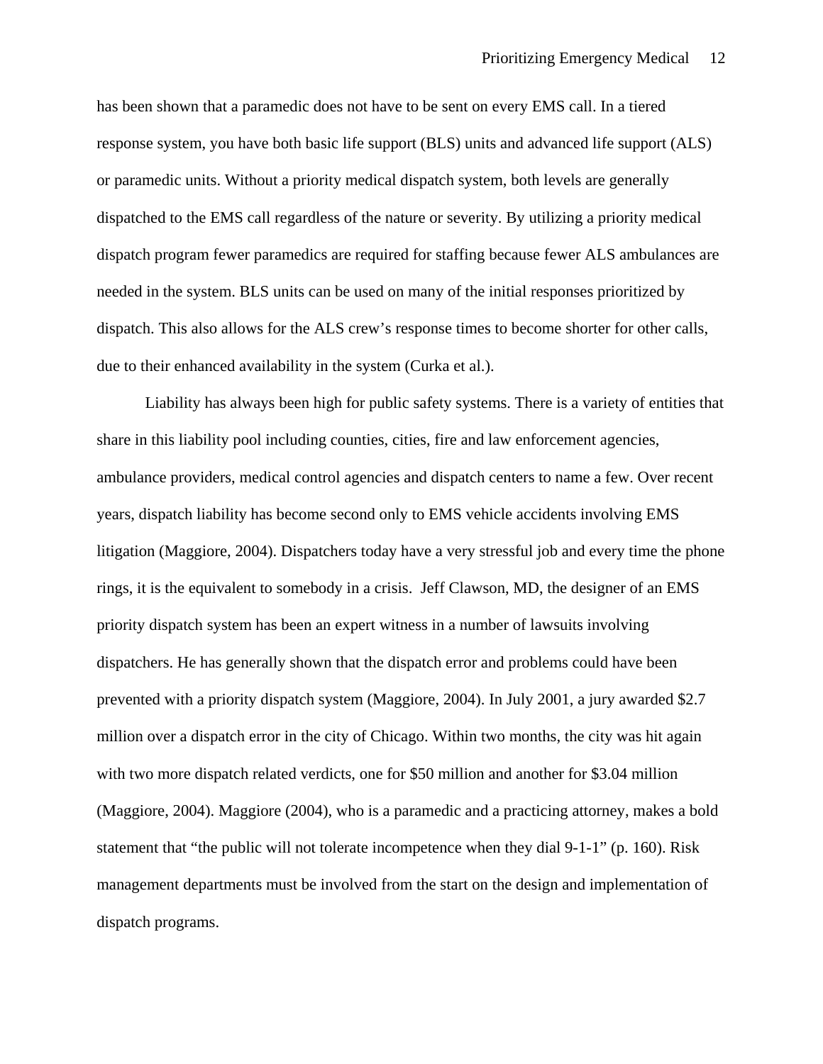has been shown that a paramedic does not have to be sent on every EMS call. In a tiered response system, you have both basic life support (BLS) units and advanced life support (ALS) or paramedic units. Without a priority medical dispatch system, both levels are generally dispatched to the EMS call regardless of the nature or severity. By utilizing a priority medical dispatch program fewer paramedics are required for staffing because fewer ALS ambulances are needed in the system. BLS units can be used on many of the initial responses prioritized by dispatch. This also allows for the ALS crew's response times to become shorter for other calls, due to their enhanced availability in the system (Curka et al.).

Liability has always been high for public safety systems. There is a variety of entities that share in this liability pool including counties, cities, fire and law enforcement agencies, ambulance providers, medical control agencies and dispatch centers to name a few. Over recent years, dispatch liability has become second only to EMS vehicle accidents involving EMS litigation (Maggiore, 2004). Dispatchers today have a very stressful job and every time the phone rings, it is the equivalent to somebody in a crisis. Jeff Clawson, MD, the designer of an EMS priority dispatch system has been an expert witness in a number of lawsuits involving dispatchers. He has generally shown that the dispatch error and problems could have been prevented with a priority dispatch system (Maggiore, 2004). In July 2001, a jury awarded $2.7 million over a dispatch error in the city of Chicago. Within two months, the city was hit again with two more dispatch related verdicts, one for $50 million and another for $3.04 million (Maggiore, 2004). Maggiore (2004), who is a paramedic and a practicing attorney, makes a bold statement that "the public will not tolerate incompetence when they dial 9-1-1" (p. 160). Risk management departments must be involved from the start on the design and implementation of dispatch programs.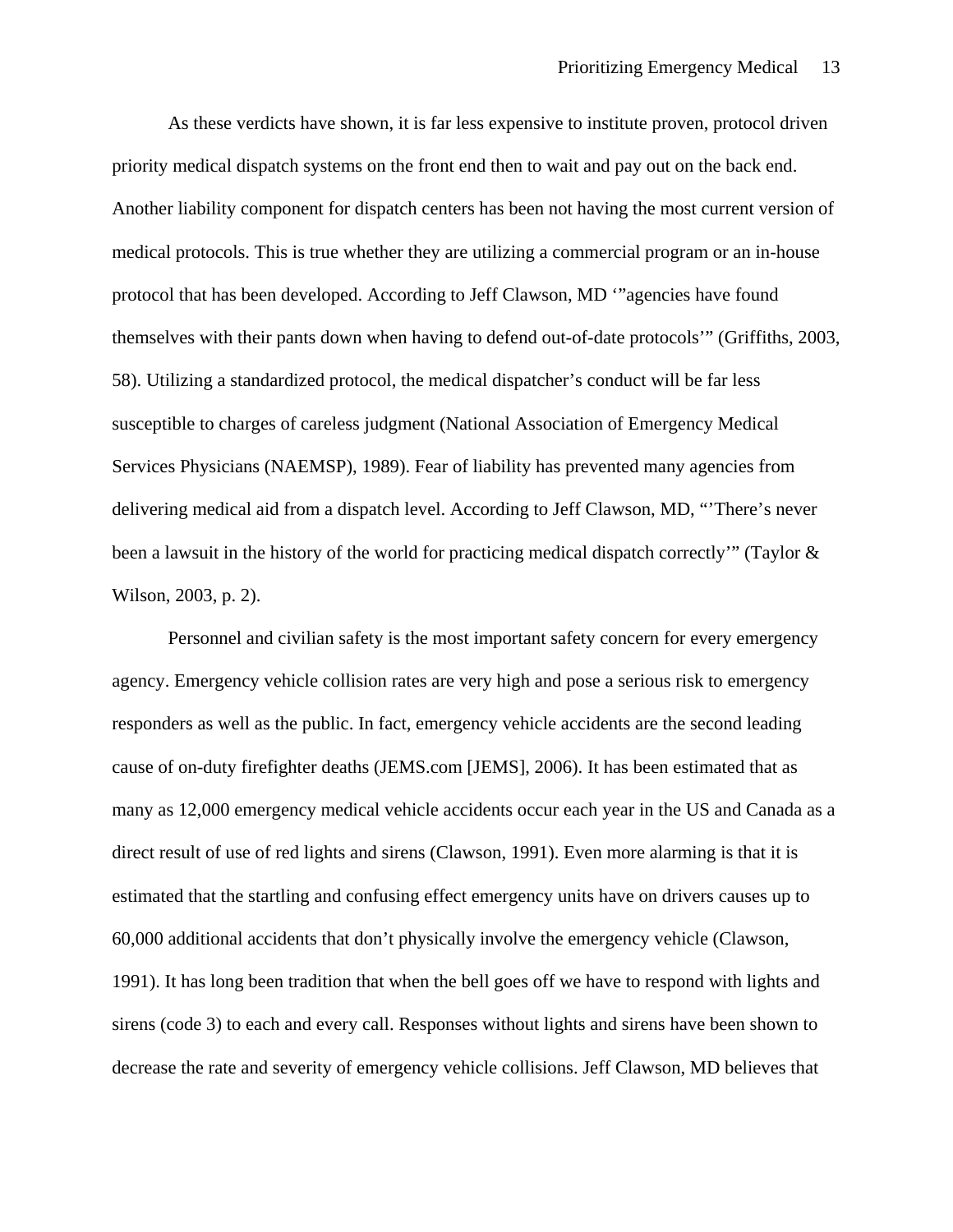As these verdicts have shown, it is far less expensive to institute proven, protocol driven priority medical dispatch systems on the front end then to wait and pay out on the back end. Another liability component for dispatch centers has been not having the most current version of medical protocols. This is true whether they are utilizing a commercial program or an in-house protocol that has been developed. According to Jeff Clawson, MD '"agencies have found themselves with their pants down when having to defend out-of-date protocols'" (Griffiths, 2003, 58). Utilizing a standardized protocol, the medical dispatcher's conduct will be far less susceptible to charges of careless judgment (National Association of Emergency Medical Services Physicians (NAEMSP), 1989). Fear of liability has prevented many agencies from delivering medical aid from a dispatch level. According to Jeff Clawson, MD, "'There's never been a lawsuit in the history of the world for practicing medical dispatch correctly'" (Taylor & Wilson, 2003, p. 2).

Personnel and civilian safety is the most important safety concern for every emergency agency. Emergency vehicle collision rates are very high and pose a serious risk to emergency responders as well as the public. In fact, emergency vehicle accidents are the second leading cause of on-duty firefighter deaths (JEMS.com [JEMS], 2006). It has been estimated that as many as 12,000 emergency medical vehicle accidents occur each year in the US and Canada as a direct result of use of red lights and sirens (Clawson, 1991). Even more alarming is that it is estimated that the startling and confusing effect emergency units have on drivers causes up to 60,000 additional accidents that don't physically involve the emergency vehicle (Clawson, 1991). It has long been tradition that when the bell goes off we have to respond with lights and sirens (code 3) to each and every call. Responses without lights and sirens have been shown to decrease the rate and severity of emergency vehicle collisions. Jeff Clawson, MD believes that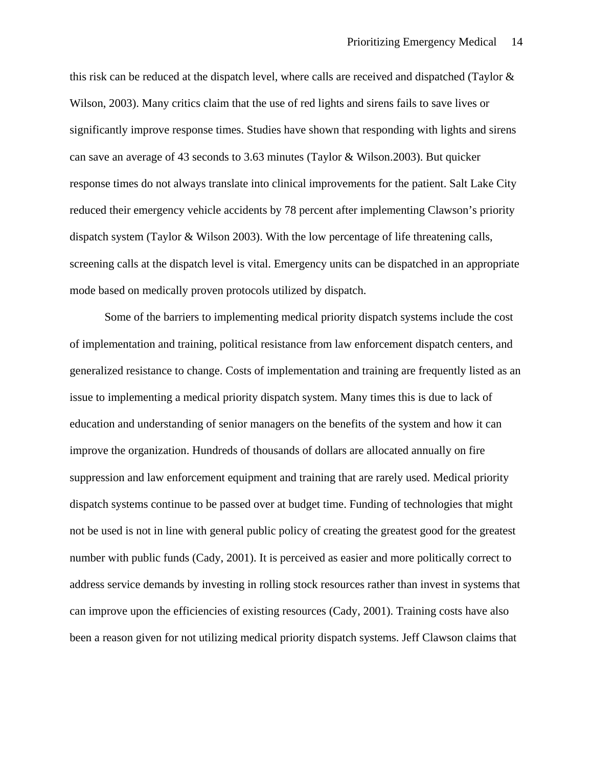this risk can be reduced at the dispatch level, where calls are received and dispatched (Taylor & Wilson, 2003). Many critics claim that the use of red lights and sirens fails to save lives or significantly improve response times. Studies have shown that responding with lights and sirens can save an average of 43 seconds to 3.63 minutes (Taylor & Wilson.2003). But quicker response times do not always translate into clinical improvements for the patient. Salt Lake City reduced their emergency vehicle accidents by 78 percent after implementing Clawson's priority dispatch system (Taylor & Wilson 2003). With the low percentage of life threatening calls, screening calls at the dispatch level is vital. Emergency units can be dispatched in an appropriate mode based on medically proven protocols utilized by dispatch.

Some of the barriers to implementing medical priority dispatch systems include the cost of implementation and training, political resistance from law enforcement dispatch centers, and generalized resistance to change. Costs of implementation and training are frequently listed as an issue to implementing a medical priority dispatch system. Many times this is due to lack of education and understanding of senior managers on the benefits of the system and how it can improve the organization. Hundreds of thousands of dollars are allocated annually on fire suppression and law enforcement equipment and training that are rarely used. Medical priority dispatch systems continue to be passed over at budget time. Funding of technologies that might not be used is not in line with general public policy of creating the greatest good for the greatest number with public funds (Cady, 2001). It is perceived as easier and more politically correct to address service demands by investing in rolling stock resources rather than invest in systems that can improve upon the efficiencies of existing resources (Cady, 2001). Training costs have also been a reason given for not utilizing medical priority dispatch systems. Jeff Clawson claims that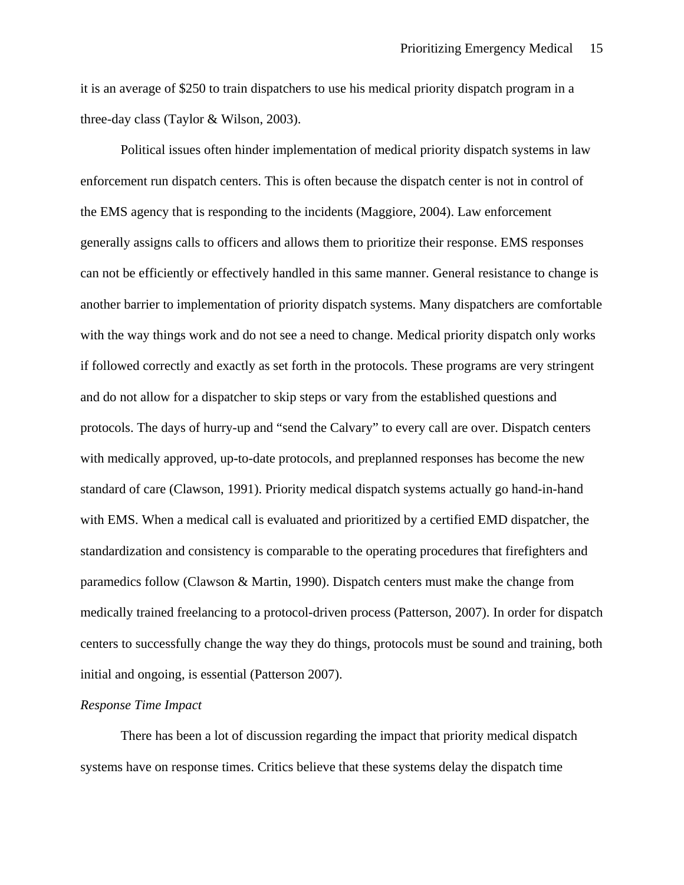it is an average of $250 to train dispatchers to use his medical priority dispatch program in a three-day class (Taylor & Wilson, 2003).

Political issues often hinder implementation of medical priority dispatch systems in law enforcement run dispatch centers. This is often because the dispatch center is not in control of the EMS agency that is responding to the incidents (Maggiore, 2004). Law enforcement generally assigns calls to officers and allows them to prioritize their response. EMS responses can not be efficiently or effectively handled in this same manner. General resistance to change is another barrier to implementation of priority dispatch systems. Many dispatchers are comfortable with the way things work and do not see a need to change. Medical priority dispatch only works if followed correctly and exactly as set forth in the protocols. These programs are very stringent and do not allow for a dispatcher to skip steps or vary from the established questions and protocols. The days of hurry-up and "send the Calvary" to every call are over. Dispatch centers with medically approved, up-to-date protocols, and preplanned responses has become the new standard of care (Clawson, 1991). Priority medical dispatch systems actually go hand-in-hand with EMS. When a medical call is evaluated and prioritized by a certified EMD dispatcher, the standardization and consistency is comparable to the operating procedures that firefighters and paramedics follow (Clawson & Martin, 1990). Dispatch centers must make the change from medically trained freelancing to a protocol-driven process (Patterson, 2007). In order for dispatch centers to successfully change the way they do things, protocols must be sound and training, both initial and ongoing, is essential (Patterson 2007).

*Response Time Impact*

There has been a lot of discussion regarding the impact that priority medical dispatch systems have on response times. Critics believe that these systems delay the dispatch time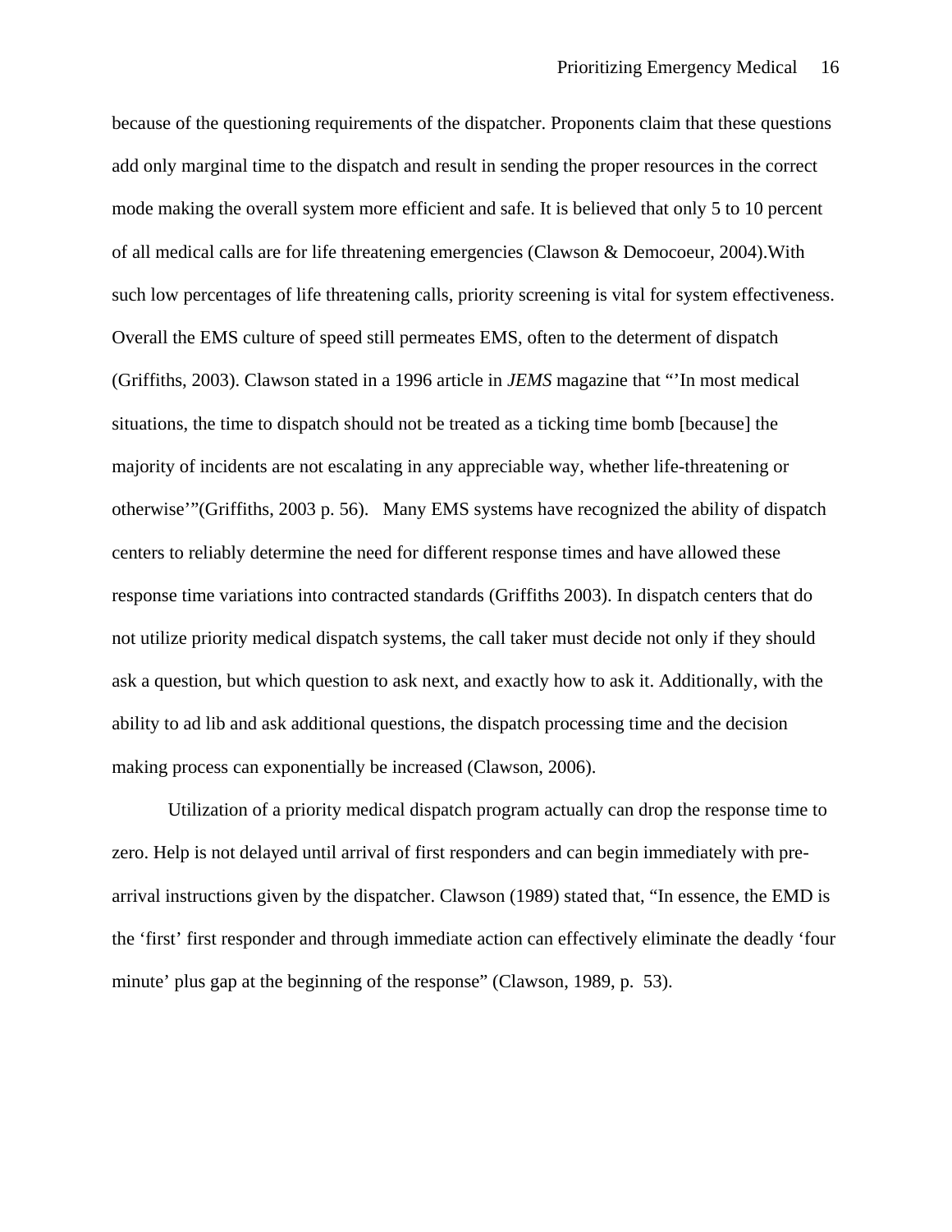because of the questioning requirements of the dispatcher. Proponents claim that these questions add only marginal time to the dispatch and result in sending the proper resources in the correct mode making the overall system more efficient and safe. It is believed that only 5 to 10 percent of all medical calls are for life threatening emergencies (Clawson & Democoeur, 2004).With such low percentages of life threatening calls, priority screening is vital for system effectiveness. Overall the EMS culture of speed still permeates EMS, often to the determent of dispatch (Griffiths, 2003). Clawson stated in a 1996 article in *JEMS* magazine that "'In most medical situations, the time to dispatch should not be treated as a ticking time bomb [because] the majority of incidents are not escalating in any appreciable way, whether life-threatening or otherwise'"(Griffiths, 2003 p. 56). Many EMS systems have recognized the ability of dispatch centers to reliably determine the need for different response times and have allowed these response time variations into contracted standards (Griffiths 2003). In dispatch centers that do not utilize priority medical dispatch systems, the call taker must decide not only if they should ask a question, but which question to ask next, and exactly how to ask it. Additionally, with the ability to ad lib and ask additional questions, the dispatch processing time and the decision making process can exponentially be increased (Clawson, 2006).

Utilization of a priority medical dispatch program actually can drop the response time to zero. Help is not delayed until arrival of first responders and can begin immediately with pre-arrival instructions given by the dispatcher. Clawson (1989) stated that, "In essence, the EMD is the 'first' first responder and through immediate action can effectively eliminate the deadly 'four minute' plus gap at the beginning of the response" (Clawson, 1989, p. 53).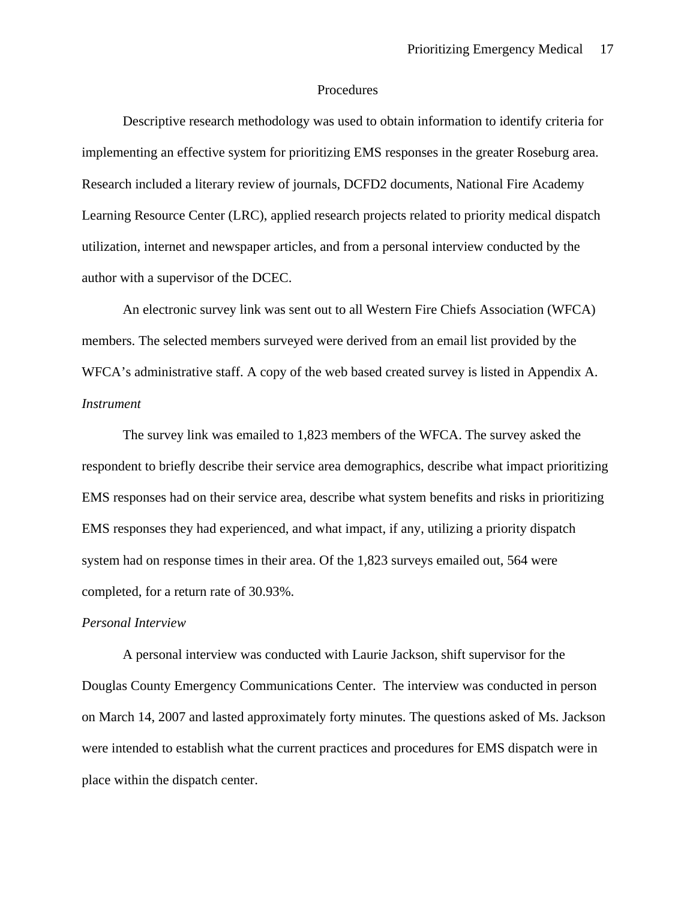## Procedures

Descriptive research methodology was used to obtain information to identify criteria for implementing an effective system for prioritizing EMS responses in the greater Roseburg area. Research included a literary review of journals, DCFD2 documents, National Fire Academy Learning Resource Center (LRC), applied research projects related to priority medical dispatch utilization, internet and newspaper articles, and from a personal interview conducted by the author with a supervisor of the DCEC.

An electronic survey link was sent out to all Western Fire Chiefs Association (WFCA) members. The selected members surveyed were derived from an email list provided by the WFCA's administrative staff. A copy of the web based created survey is listed in Appendix A.

### *Instrument*

The survey link was emailed to 1,823 members of the WFCA. The survey asked the respondent to briefly describe their service area demographics, describe what impact prioritizing EMS responses had on their service area, describe what system benefits and risks in prioritizing EMS responses they had experienced, and what impact, if any, utilizing a priority dispatch system had on response times in their area. Of the 1,823 surveys emailed out, 564 were completed, for a return rate of 30.93%.

### *Personal Interview*

A personal interview was conducted with Laurie Jackson, shift supervisor for the Douglas County Emergency Communications Center. The interview was conducted in person on March 14, 2007 and lasted approximately forty minutes. The questions asked of Ms. Jackson were intended to establish what the current practices and procedures for EMS dispatch were in place within the dispatch center.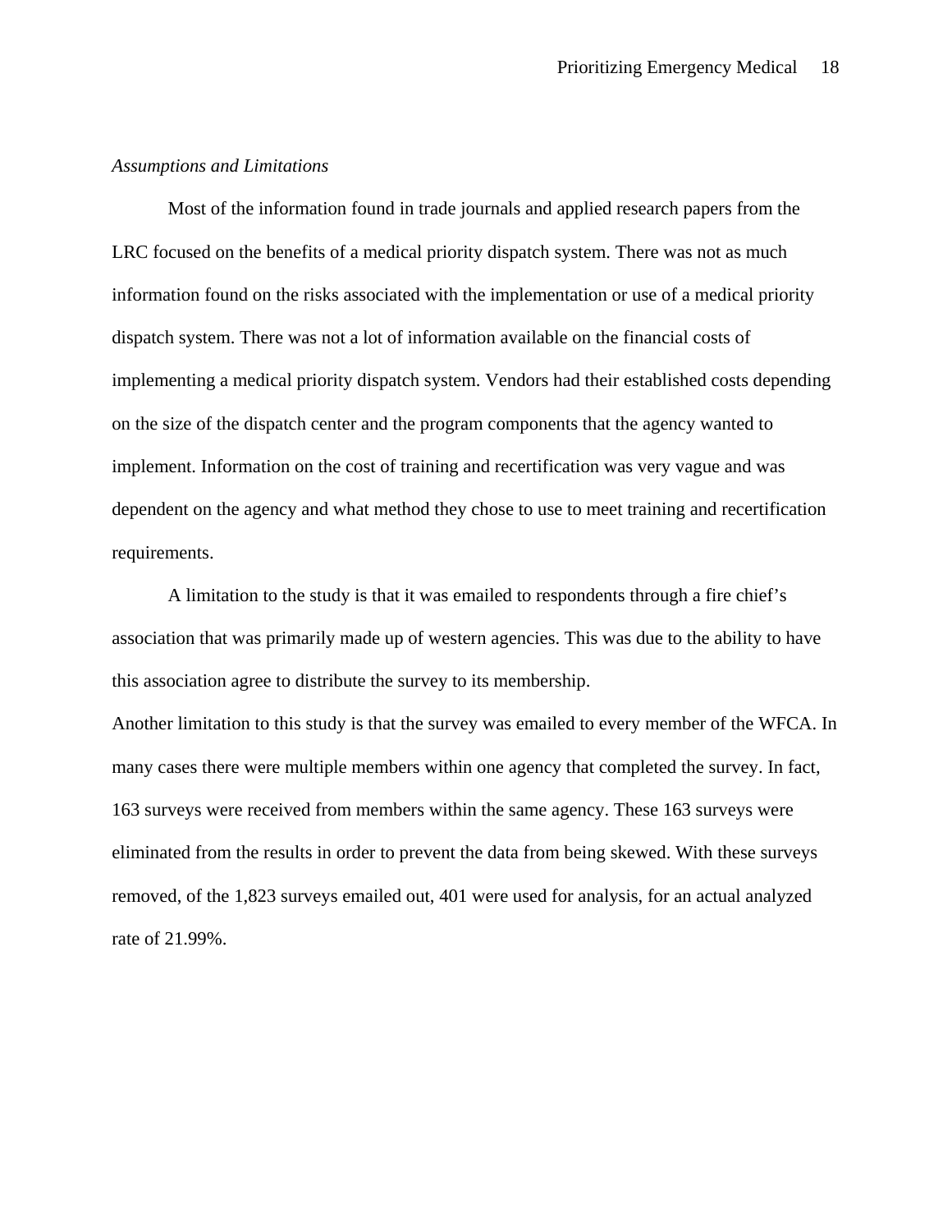*Assumptions and Limitations*

Most of the information found in trade journals and applied research papers from the LRC focused on the benefits of a medical priority dispatch system. There was not as much information found on the risks associated with the implementation or use of a medical priority dispatch system. There was not a lot of information available on the financial costs of implementing a medical priority dispatch system. Vendors had their established costs depending on the size of the dispatch center and the program components that the agency wanted to implement. Information on the cost of training and recertification was very vague and was dependent on the agency and what method they chose to use to meet training and recertification requirements.

A limitation to the study is that it was emailed to respondents through a fire chief's association that was primarily made up of western agencies. This was due to the ability to have this association agree to distribute the survey to its membership.

Another limitation to this study is that the survey was emailed to every member of the WFCA. In many cases there were multiple members within one agency that completed the survey. In fact, 163 surveys were received from members within the same agency. These 163 surveys were eliminated from the results in order to prevent the data from being skewed. With these surveys removed, of the 1,823 surveys emailed out, 401 were used for analysis, for an actual analyzed rate of 21.99%.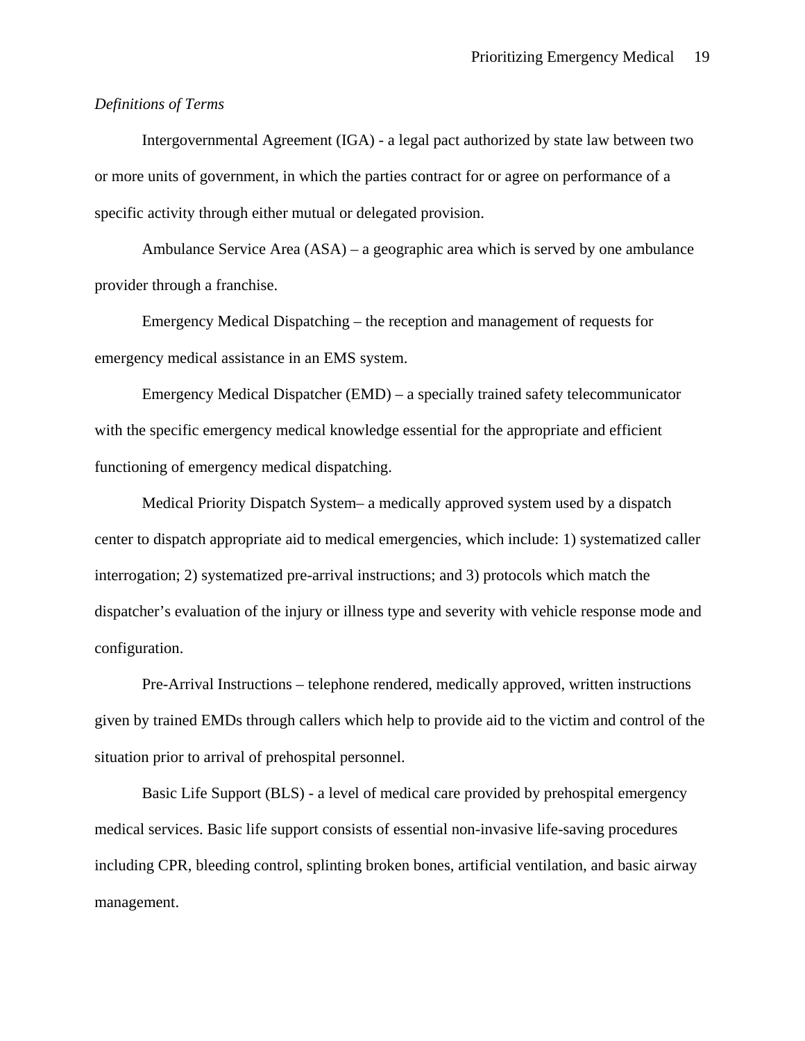*Definitions of Terms*

Intergovernmental Agreement (IGA) - a legal pact authorized by state law between two or more units of government, in which the parties contract for or agree on performance of a specific activity through either mutual or delegated provision.

Ambulance Service Area (ASA) – a geographic area which is served by one ambulance provider through a franchise.

Emergency Medical Dispatching – the reception and management of requests for emergency medical assistance in an EMS system.

Emergency Medical Dispatcher (EMD) – a specially trained safety telecommunicator with the specific emergency medical knowledge essential for the appropriate and efficient functioning of emergency medical dispatching.

Medical Priority Dispatch System– a medically approved system used by a dispatch center to dispatch appropriate aid to medical emergencies, which include: 1) systematized caller interrogation; 2) systematized pre-arrival instructions; and 3) protocols which match the dispatcher's evaluation of the injury or illness type and severity with vehicle response mode and configuration.

Pre-Arrival Instructions – telephone rendered, medically approved, written instructions given by trained EMDs through callers which help to provide aid to the victim and control of the situation prior to arrival of prehospital personnel.

Basic Life Support (BLS) - a level of medical care provided by prehospital emergency medical services. Basic life support consists of essential non-invasive life-saving procedures including CPR, bleeding control, splinting broken bones, artificial ventilation, and basic airway management.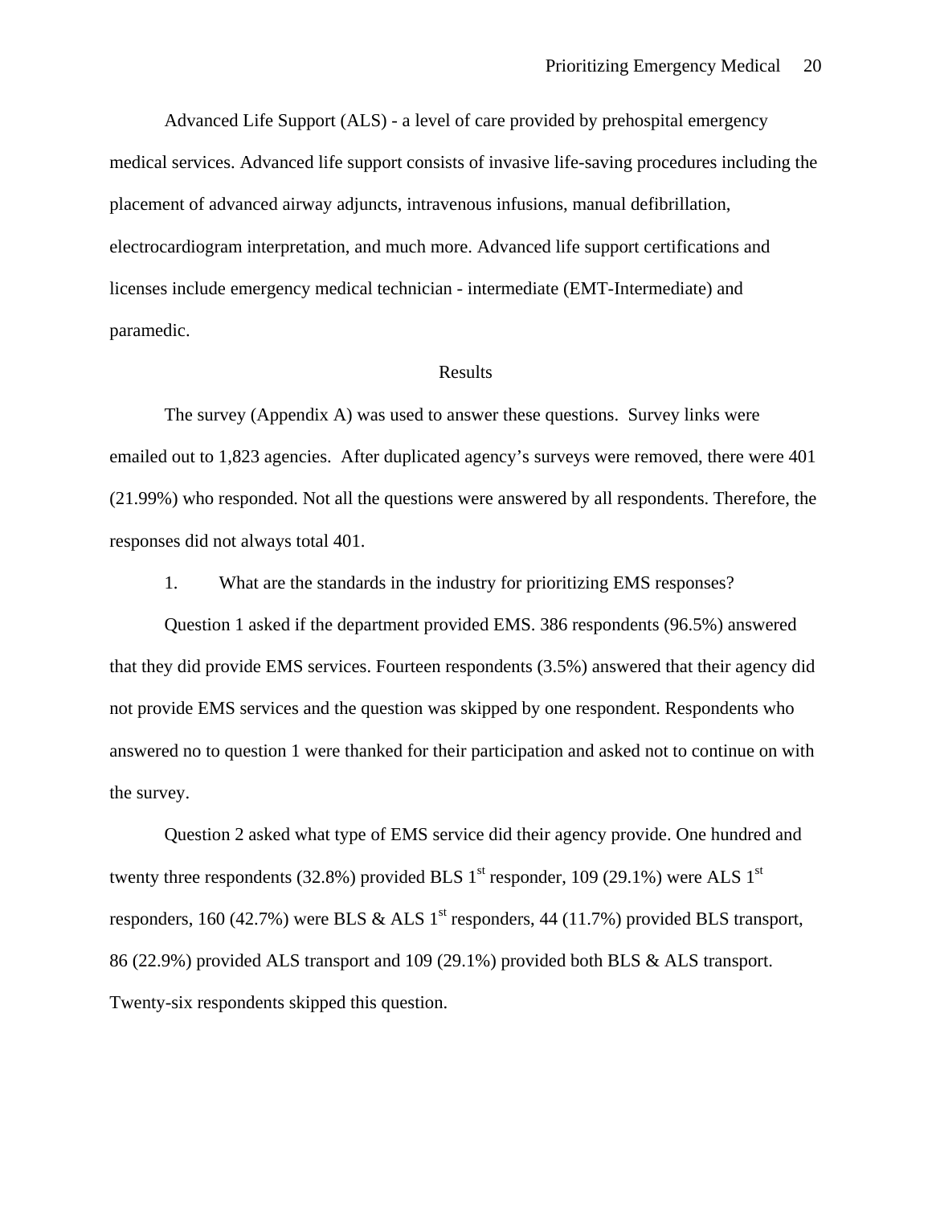Advanced Life Support (ALS) - a level of care provided by prehospital emergency medical services. Advanced life support consists of invasive life-saving procedures including the placement of advanced airway adjuncts, intravenous infusions, manual defibrillation, electrocardiogram interpretation, and much more. Advanced life support certifications and licenses include emergency medical technician - intermediate (EMT-Intermediate) and paramedic.

## Results

The survey (Appendix A) was used to answer these questions. Survey links were emailed out to 1,823 agencies. After duplicated agency's surveys were removed, there were 401 (21.99%) who responded. Not all the questions were answered by all respondents. Therefore, the responses did not always total 401.

1. What are the standards in the industry for prioritizing EMS responses?

Question 1 asked if the department provided EMS. 386 respondents (96.5%) answered that they did provide EMS services. Fourteen respondents (3.5%) answered that their agency did not provide EMS services and the question was skipped by one respondent. Respondents who answered no to question 1 were thanked for their participation and asked not to continue on with the survey.

Question 2 asked what type of EMS service did their agency provide. One hundred and twenty three respondents (32.8%) provided BLS 1st responder, 109 (29.1%) were ALS 1st responders, 160 (42.7%) were BLS & ALS 1st responders, 44 (11.7%) provided BLS transport, 86 (22.9%) provided ALS transport and 109 (29.1%) provided both BLS & ALS transport. Twenty-six respondents skipped this question.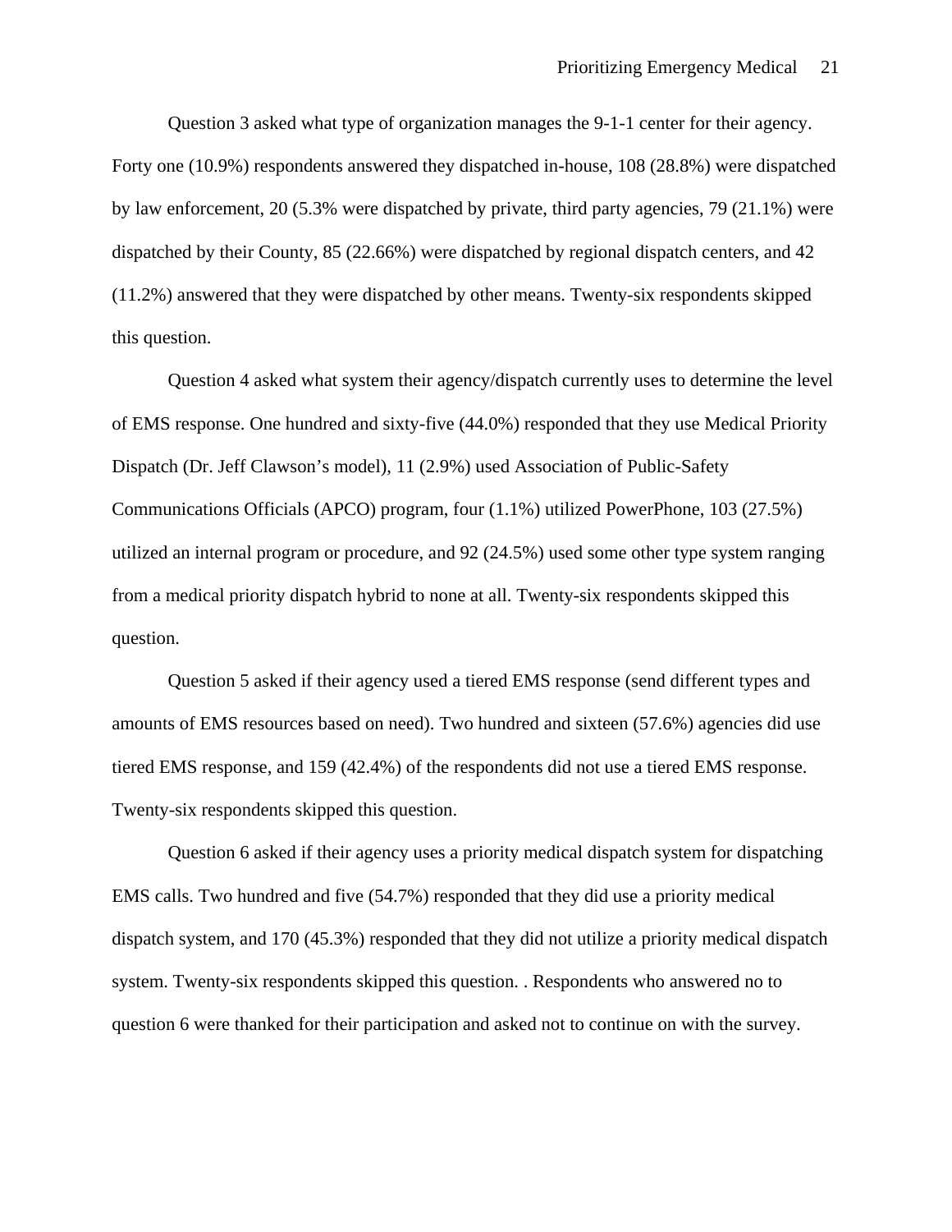Question 3 asked what type of organization manages the 9-1-1 center for their agency. Forty one (10.9%) respondents answered they dispatched in-house, 108 (28.8%) were dispatched by law enforcement, 20 (5.3% were dispatched by private, third party agencies, 79 (21.1%) were dispatched by their County, 85 (22.66%) were dispatched by regional dispatch centers, and 42 (11.2%) answered that they were dispatched by other means. Twenty-six respondents skipped this question.

Question 4 asked what system their agency/dispatch currently uses to determine the level of EMS response. One hundred and sixty-five (44.0%) responded that they use Medical Priority Dispatch (Dr. Jeff Clawson's model), 11 (2.9%) used Association of Public-Safety Communications Officials (APCO) program, four (1.1%) utilized PowerPhone, 103 (27.5%) utilized an internal program or procedure, and 92 (24.5%) used some other type system ranging from a medical priority dispatch hybrid to none at all. Twenty-six respondents skipped this question.

Question 5 asked if their agency used a tiered EMS response (send different types and amounts of EMS resources based on need). Two hundred and sixteen (57.6%) agencies did use tiered EMS response, and 159 (42.4%) of the respondents did not use a tiered EMS response. Twenty-six respondents skipped this question.

Question 6 asked if their agency uses a priority medical dispatch system for dispatching EMS calls. Two hundred and five (54.7%) responded that they did use a priority medical dispatch system, and 170 (45.3%) responded that they did not utilize a priority medical dispatch system. Twenty-six respondents skipped this question. . Respondents who answered no to question 6 were thanked for their participation and asked not to continue on with the survey.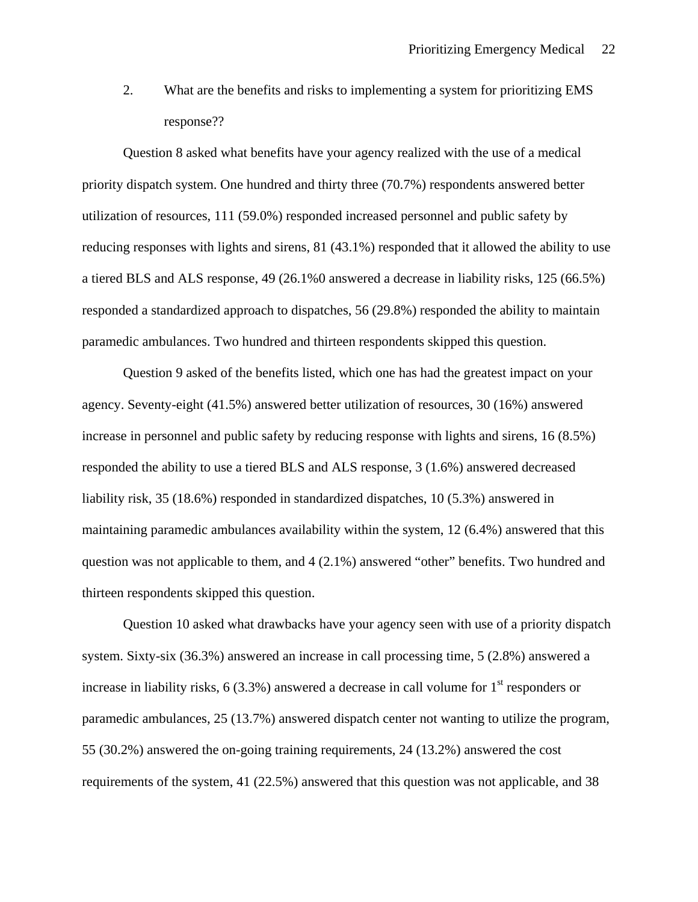2. What are the benefits and risks to implementing a system for prioritizing EMS response??

Question 8 asked what benefits have your agency realized with the use of a medical priority dispatch system. One hundred and thirty three (70.7%) respondents answered better utilization of resources, 111 (59.0%) responded increased personnel and public safety by reducing responses with lights and sirens, 81 (43.1%) responded that it allowed the ability to use a tiered BLS and ALS response, 49 (26.1%0 answered a decrease in liability risks, 125 (66.5%) responded a standardized approach to dispatches, 56 (29.8%) responded the ability to maintain paramedic ambulances. Two hundred and thirteen respondents skipped this question.

Question 9 asked of the benefits listed, which one has had the greatest impact on your agency. Seventy-eight (41.5%) answered better utilization of resources, 30 (16%) answered increase in personnel and public safety by reducing response with lights and sirens, 16 (8.5%) responded the ability to use a tiered BLS and ALS response, 3 (1.6%) answered decreased liability risk, 35 (18.6%) responded in standardized dispatches, 10 (5.3%) answered in maintaining paramedic ambulances availability within the system, 12 (6.4%) answered that this question was not applicable to them, and 4 (2.1%) answered “other” benefits. Two hundred and thirteen respondents skipped this question.

Question 10 asked what drawbacks have your agency seen with use of a priority dispatch system. Sixty-six (36.3%) answered an increase in call processing time, 5 (2.8%) answered a increase in liability risks, 6 (3.3%) answered a decrease in call volume for 1st responders or paramedic ambulances, 25 (13.7%) answered dispatch center not wanting to utilize the program, 55 (30.2%) answered the on-going training requirements, 24 (13.2%) answered the cost requirements of the system, 41 (22.5%) answered that this question was not applicable, and 38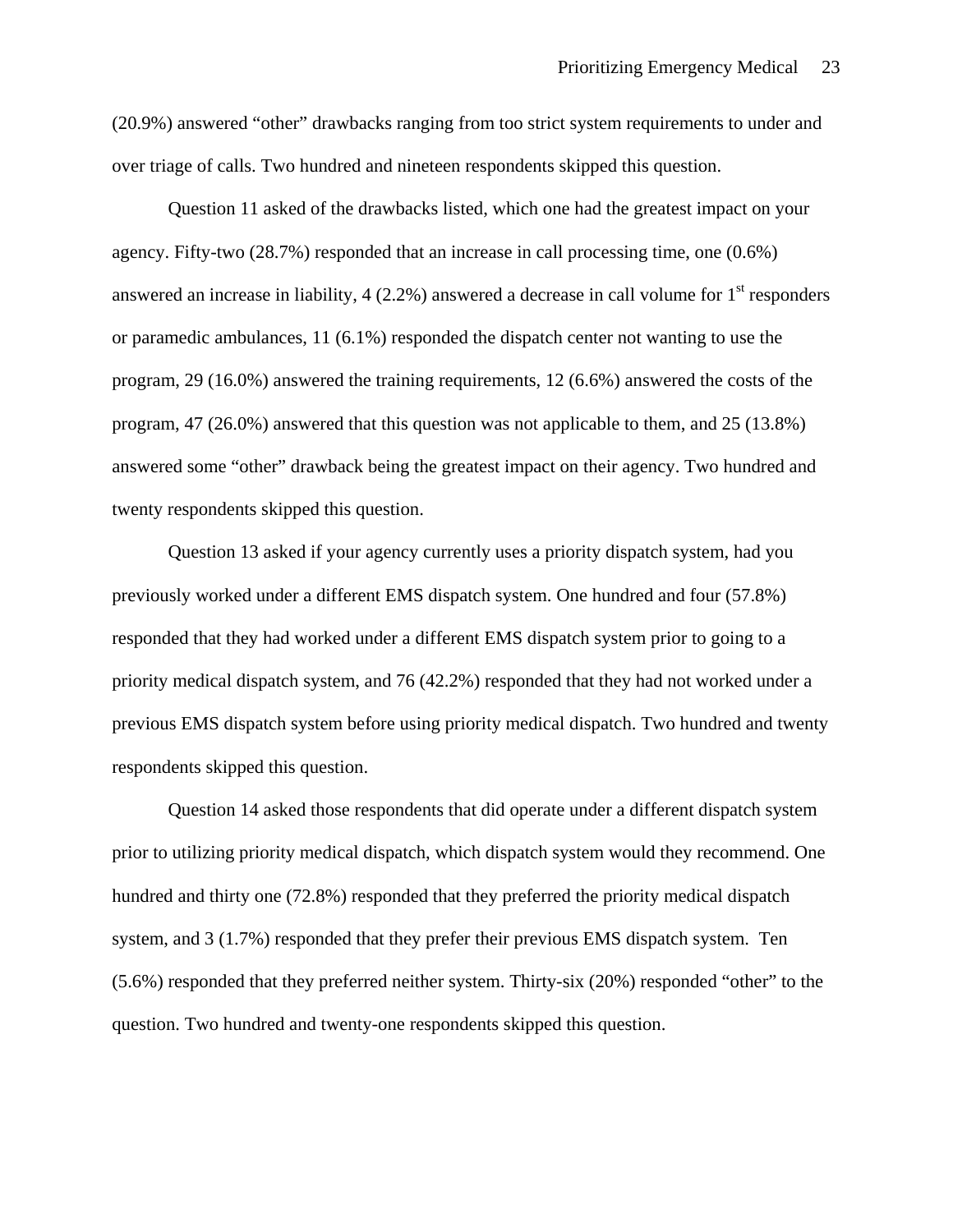(20.9%) answered "other" drawbacks ranging from too strict system requirements to under and over triage of calls. Two hundred and nineteen respondents skipped this question.

Question 11 asked of the drawbacks listed, which one had the greatest impact on your agency. Fifty-two (28.7%) responded that an increase in call processing time, one (0.6%) answered an increase in liability, 4 (2.2%) answered a decrease in call volume for 1st responders or paramedic ambulances, 11 (6.1%) responded the dispatch center not wanting to use the program, 29 (16.0%) answered the training requirements, 12 (6.6%) answered the costs of the program, 47 (26.0%) answered that this question was not applicable to them, and 25 (13.8%) answered some "other" drawback being the greatest impact on their agency. Two hundred and twenty respondents skipped this question.

Question 13 asked if your agency currently uses a priority dispatch system, had you previously worked under a different EMS dispatch system. One hundred and four (57.8%) responded that they had worked under a different EMS dispatch system prior to going to a priority medical dispatch system, and 76 (42.2%) responded that they had not worked under a previous EMS dispatch system before using priority medical dispatch. Two hundred and twenty respondents skipped this question.

Question 14 asked those respondents that did operate under a different dispatch system prior to utilizing priority medical dispatch, which dispatch system would they recommend. One hundred and thirty one (72.8%) responded that they preferred the priority medical dispatch system, and 3 (1.7%) responded that they prefer their previous EMS dispatch system. Ten (5.6%) responded that they preferred neither system. Thirty-six (20%) responded "other" to the question. Two hundred and twenty-one respondents skipped this question.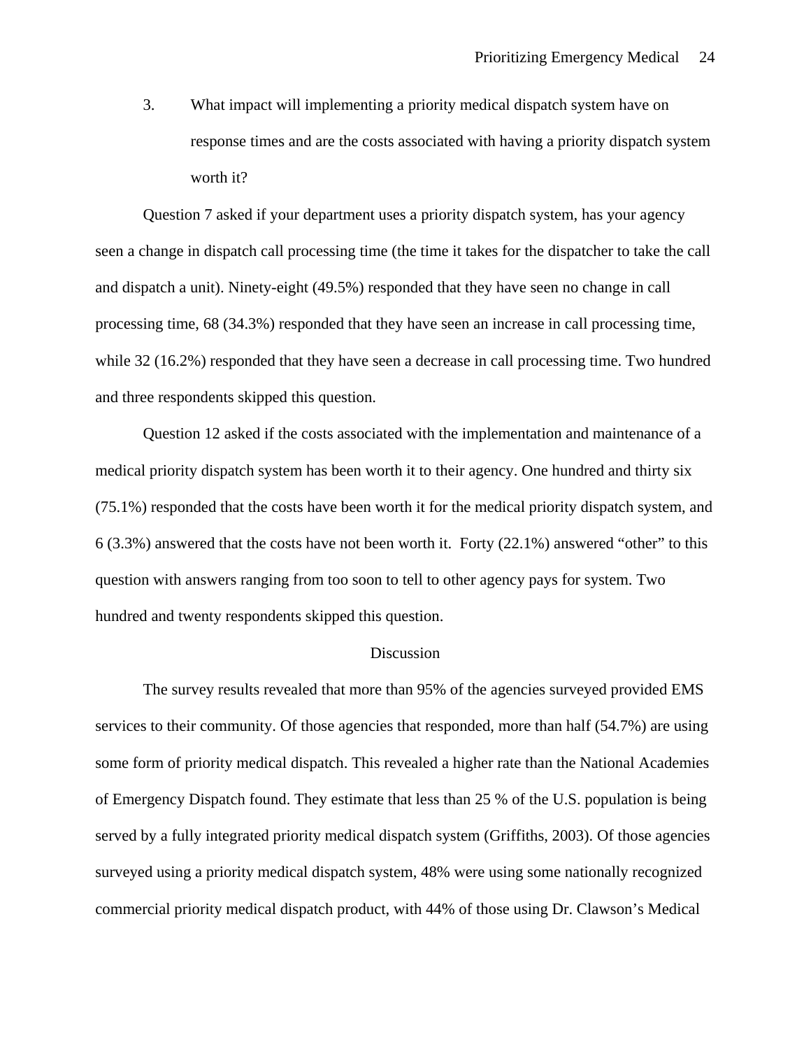3. What impact will implementing a priority medical dispatch system have on response times and are the costs associated with having a priority dispatch system worth it?

Question 7 asked if your department uses a priority dispatch system, has your agency seen a change in dispatch call processing time (the time it takes for the dispatcher to take the call and dispatch a unit). Ninety-eight (49.5%) responded that they have seen no change in call processing time, 68 (34.3%) responded that they have seen an increase in call processing time, while 32 (16.2%) responded that they have seen a decrease in call processing time. Two hundred and three respondents skipped this question.

Question 12 asked if the costs associated with the implementation and maintenance of a medical priority dispatch system has been worth it to their agency. One hundred and thirty six (75.1%) responded that the costs have been worth it for the medical priority dispatch system, and 6 (3.3%) answered that the costs have not been worth it. Forty (22.1%) answered “other” to this question with answers ranging from too soon to tell to other agency pays for system. Two hundred and twenty respondents skipped this question.

## Discussion

The survey results revealed that more than 95% of the agencies surveyed provided EMS services to their community. Of those agencies that responded, more than half (54.7%) are using some form of priority medical dispatch. This revealed a higher rate than the National Academies of Emergency Dispatch found. They estimate that less than 25 % of the U.S. population is being served by a fully integrated priority medical dispatch system (Griffiths, 2003). Of those agencies surveyed using a priority medical dispatch system, 48% were using some nationally recognized commercial priority medical dispatch product, with 44% of those using Dr. Clawson’s Medical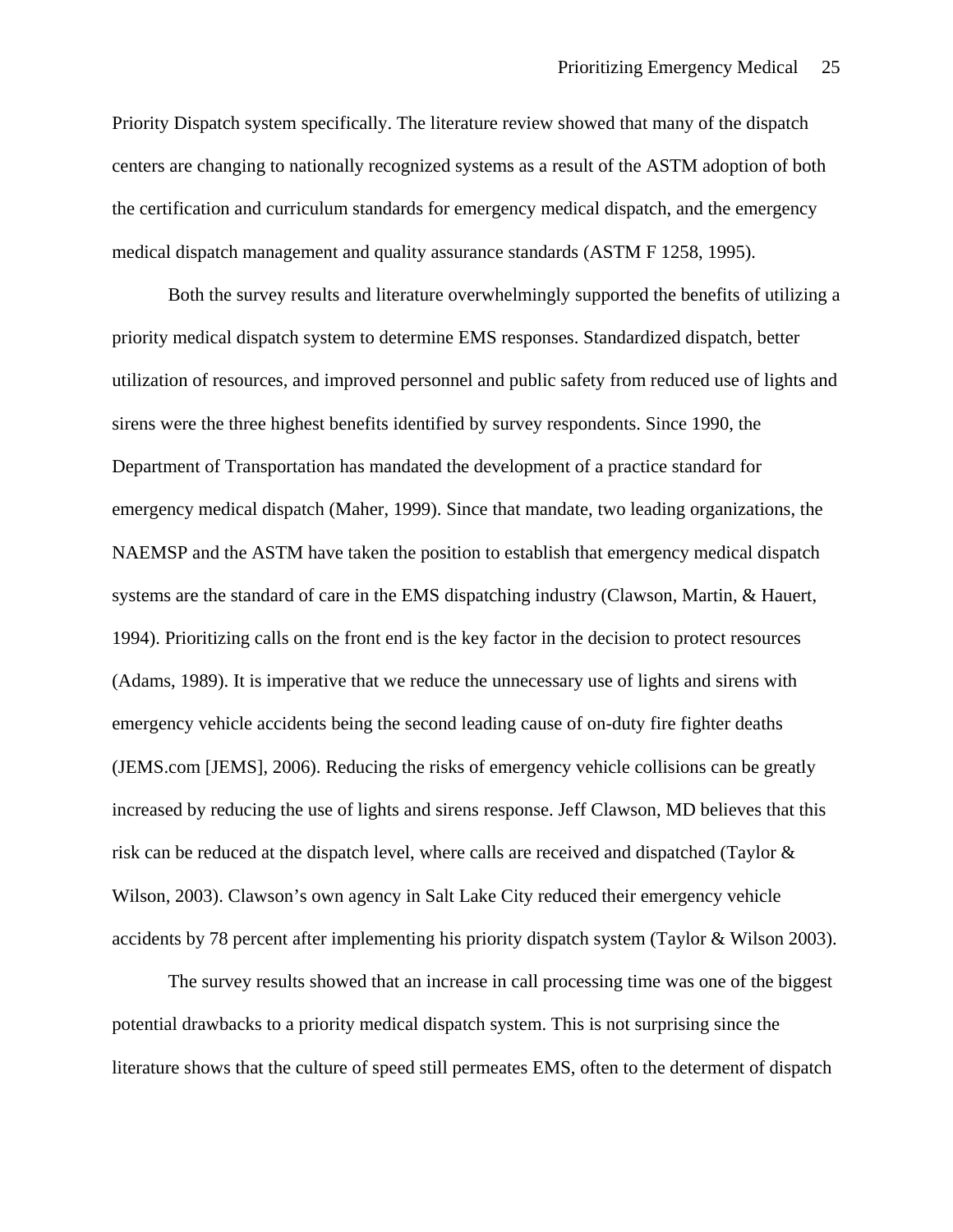Priority Dispatch system specifically. The literature review showed that many of the dispatch centers are changing to nationally recognized systems as a result of the ASTM adoption of both the certification and curriculum standards for emergency medical dispatch, and the emergency medical dispatch management and quality assurance standards (ASTM F 1258, 1995).

Both the survey results and literature overwhelmingly supported the benefits of utilizing a priority medical dispatch system to determine EMS responses. Standardized dispatch, better utilization of resources, and improved personnel and public safety from reduced use of lights and sirens were the three highest benefits identified by survey respondents. Since 1990, the Department of Transportation has mandated the development of a practice standard for emergency medical dispatch (Maher, 1999). Since that mandate, two leading organizations, the NAEMSP and the ASTM have taken the position to establish that emergency medical dispatch systems are the standard of care in the EMS dispatching industry (Clawson, Martin, & Hauert, 1994). Prioritizing calls on the front end is the key factor in the decision to protect resources (Adams, 1989). It is imperative that we reduce the unnecessary use of lights and sirens with emergency vehicle accidents being the second leading cause of on-duty fire fighter deaths (JEMS.com [JEMS], 2006). Reducing the risks of emergency vehicle collisions can be greatly increased by reducing the use of lights and sirens response. Jeff Clawson, MD believes that this risk can be reduced at the dispatch level, where calls are received and dispatched (Taylor & Wilson, 2003). Clawson's own agency in Salt Lake City reduced their emergency vehicle accidents by 78 percent after implementing his priority dispatch system (Taylor & Wilson 2003).

The survey results showed that an increase in call processing time was one of the biggest potential drawbacks to a priority medical dispatch system. This is not surprising since the literature shows that the culture of speed still permeates EMS, often to the determent of dispatch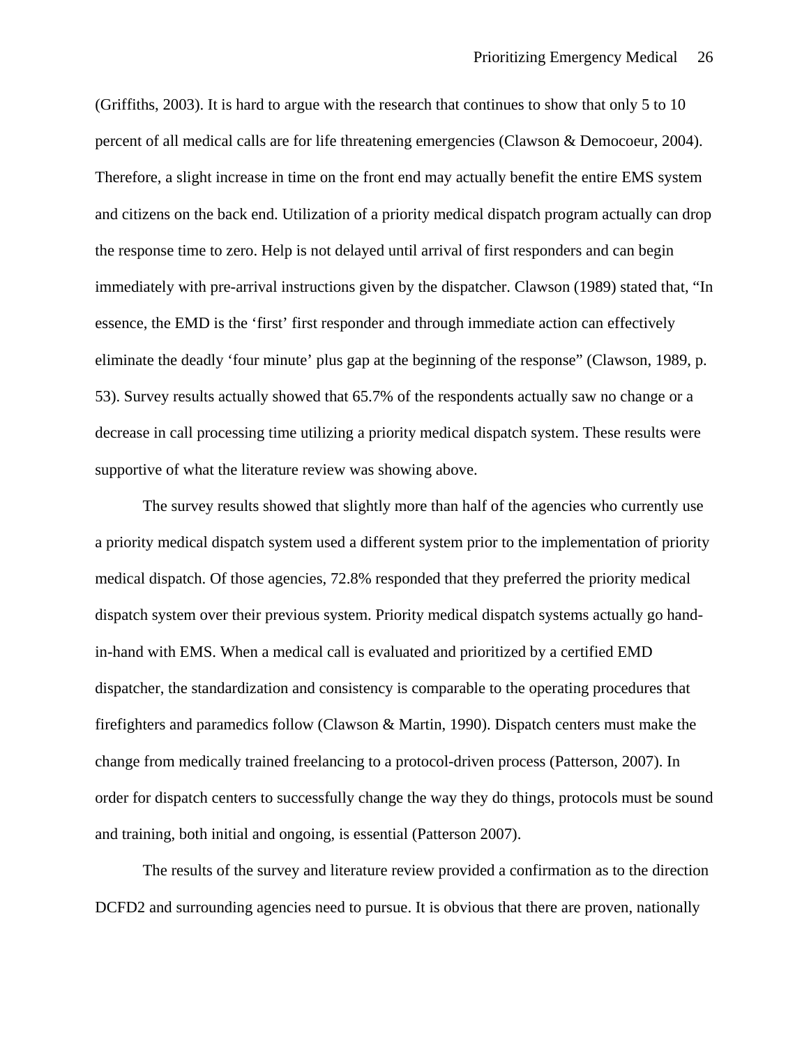(Griffiths, 2003). It is hard to argue with the research that continues to show that only 5 to 10 percent of all medical calls are for life threatening emergencies (Clawson & Democoeur, 2004). Therefore, a slight increase in time on the front end may actually benefit the entire EMS system and citizens on the back end. Utilization of a priority medical dispatch program actually can drop the response time to zero. Help is not delayed until arrival of first responders and can begin immediately with pre-arrival instructions given by the dispatcher. Clawson (1989) stated that, "In essence, the EMD is the 'first' first responder and through immediate action can effectively eliminate the deadly 'four minute' plus gap at the beginning of the response" (Clawson, 1989, p. 53). Survey results actually showed that 65.7% of the respondents actually saw no change or a decrease in call processing time utilizing a priority medical dispatch system. These results were supportive of what the literature review was showing above.

The survey results showed that slightly more than half of the agencies who currently use a priority medical dispatch system used a different system prior to the implementation of priority medical dispatch. Of those agencies, 72.8% responded that they preferred the priority medical dispatch system over their previous system. Priority medical dispatch systems actually go hand-in-hand with EMS. When a medical call is evaluated and prioritized by a certified EMD dispatcher, the standardization and consistency is comparable to the operating procedures that firefighters and paramedics follow (Clawson & Martin, 1990). Dispatch centers must make the change from medically trained freelancing to a protocol-driven process (Patterson, 2007). In order for dispatch centers to successfully change the way they do things, protocols must be sound and training, both initial and ongoing, is essential (Patterson 2007).

The results of the survey and literature review provided a confirmation as to the direction DCFD2 and surrounding agencies need to pursue. It is obvious that there are proven, nationally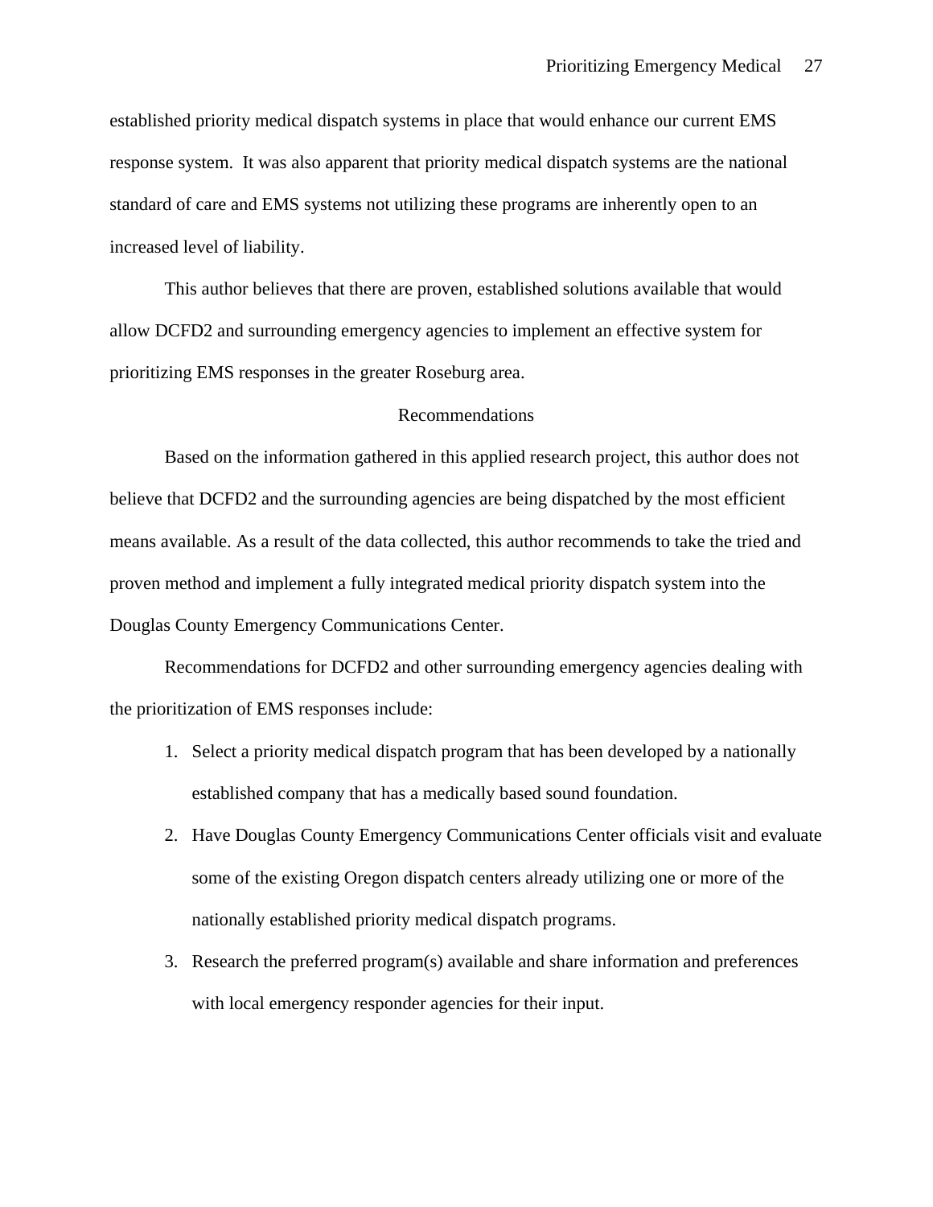established priority medical dispatch systems in place that would enhance our current EMS response system. It was also apparent that priority medical dispatch systems are the national standard of care and EMS systems not utilizing these programs are inherently open to an increased level of liability.

This author believes that there are proven, established solutions available that would allow DCFD2 and surrounding emergency agencies to implement an effective system for prioritizing EMS responses in the greater Roseburg area.

## Recommendations

Based on the information gathered in this applied research project, this author does not believe that DCFD2 and the surrounding agencies are being dispatched by the most efficient means available. As a result of the data collected, this author recommends to take the tried and proven method and implement a fully integrated medical priority dispatch system into the Douglas County Emergency Communications Center.

Recommendations for DCFD2 and other surrounding emergency agencies dealing with the prioritization of EMS responses include:

1. Select a priority medical dispatch program that has been developed by a nationally established company that has a medically based sound foundation.
2. Have Douglas County Emergency Communications Center officials visit and evaluate some of the existing Oregon dispatch centers already utilizing one or more of the nationally established priority medical dispatch programs.
3. Research the preferred program(s) available and share information and preferences with local emergency responder agencies for their input.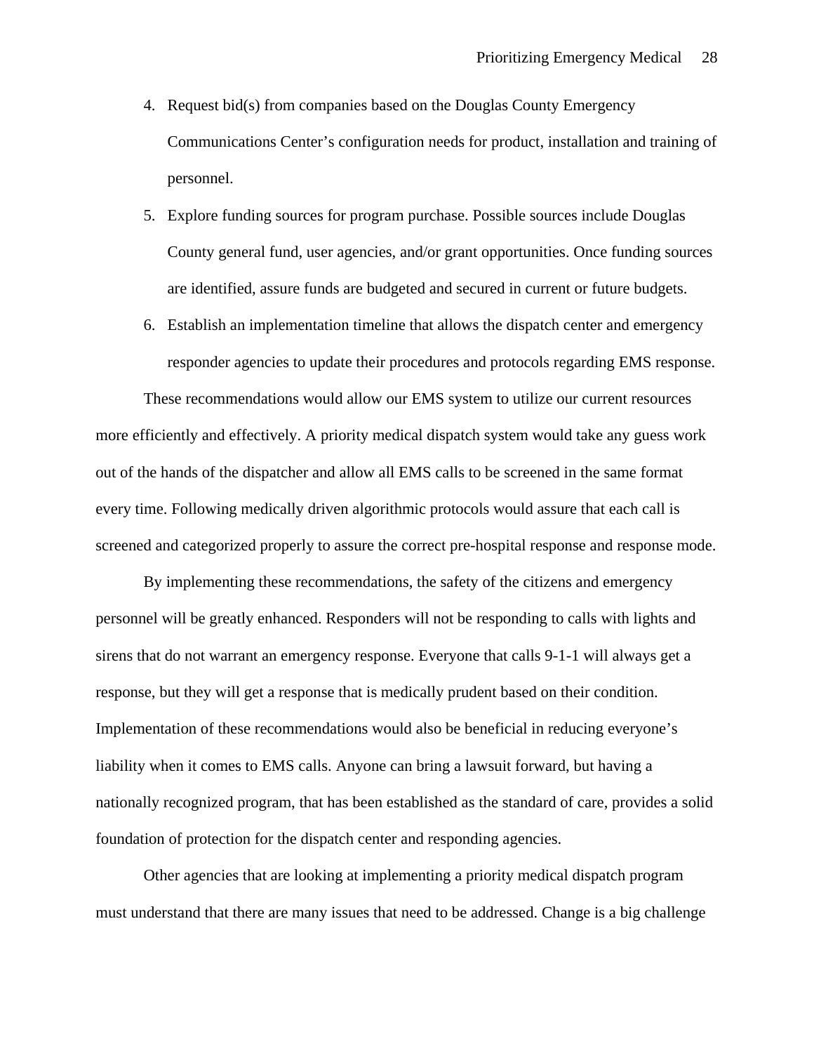4. Request bid(s) from companies based on the Douglas County Emergency Communications Center's configuration needs for product, installation and training of personnel.
5. Explore funding sources for program purchase. Possible sources include Douglas County general fund, user agencies, and/or grant opportunities. Once funding sources are identified, assure funds are budgeted and secured in current or future budgets.
6. Establish an implementation timeline that allows the dispatch center and emergency responder agencies to update their procedures and protocols regarding EMS response.

These recommendations would allow our EMS system to utilize our current resources more efficiently and effectively. A priority medical dispatch system would take any guess work out of the hands of the dispatcher and allow all EMS calls to be screened in the same format every time. Following medically driven algorithmic protocols would assure that each call is screened and categorized properly to assure the correct pre-hospital response and response mode.

By implementing these recommendations, the safety of the citizens and emergency personnel will be greatly enhanced. Responders will not be responding to calls with lights and sirens that do not warrant an emergency response. Everyone that calls 9-1-1 will always get a response, but they will get a response that is medically prudent based on their condition. Implementation of these recommendations would also be beneficial in reducing everyone's liability when it comes to EMS calls. Anyone can bring a lawsuit forward, but having a nationally recognized program, that has been established as the standard of care, provides a solid foundation of protection for the dispatch center and responding agencies.

Other agencies that are looking at implementing a priority medical dispatch program must understand that there are many issues that need to be addressed. Change is a big challenge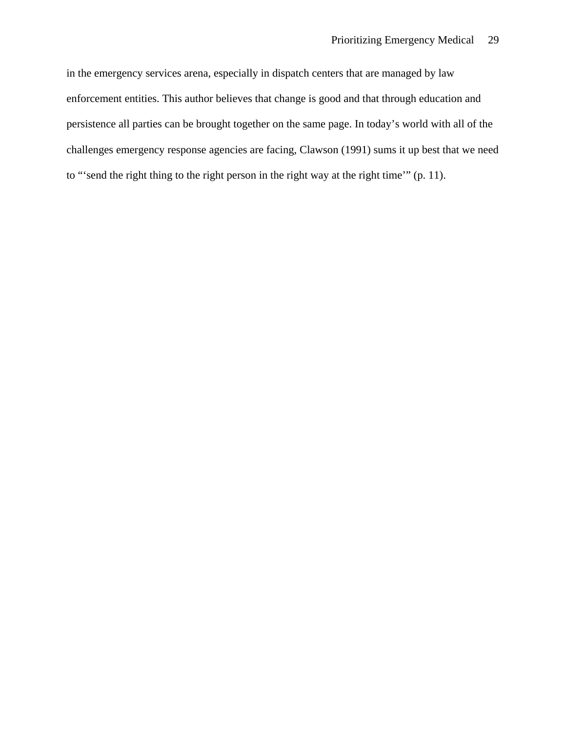in the emergency services arena, especially in dispatch centers that are managed by law enforcement entities. This author believes that change is good and that through education and persistence all parties can be brought together on the same page. In today's world with all of the challenges emergency response agencies are facing, Clawson (1991) sums it up best that we need to "'send the right thing to the right person in the right way at the right time'" (p. 11).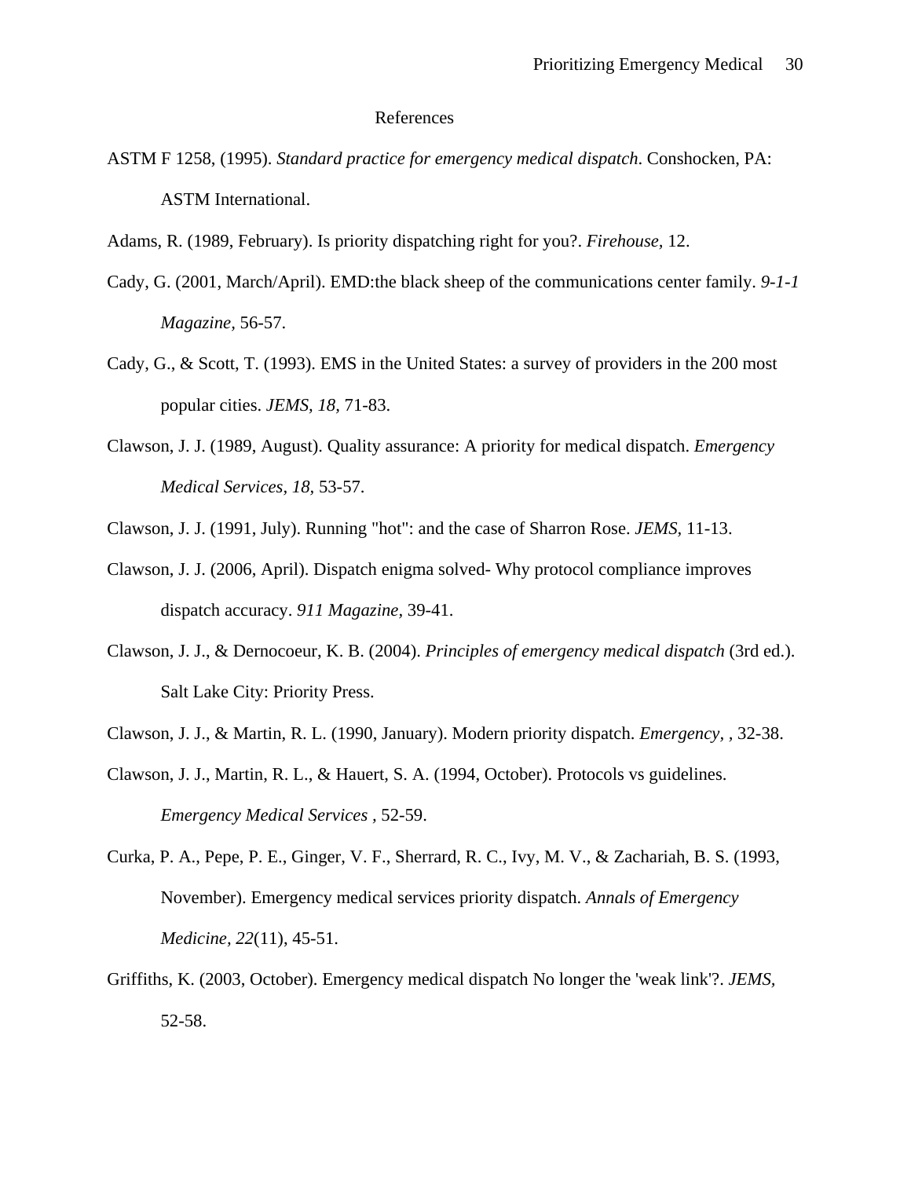# References

ASTM F 1258, (1995). *Standard practice for emergency medical dispatch*. Conshocken, PA: ASTM International.

Adams, R. (1989, February). Is priority dispatching right for you?. *Firehouse,* 12.

Cady, G. (2001, March/April). EMD:the black sheep of the communications center family. *9-1-1 Magazine*, 56-57.

Cady, G., & Scott, T. (1993). EMS in the United States: a survey of providers in the 200 most popular cities. *JEMS, 18,* 71-83.

Clawson, J. J. (1989, August). Quality assurance: A priority for medical dispatch. *Emergency Medical Services, 18*, 53-57.

Clawson, J. J. (1991, July). Running "hot": and the case of Sharron Rose. *JEMS,* 11-13.

Clawson, J. J. (2006, April). Dispatch enigma solved- Why protocol compliance improves dispatch accuracy. *911 Magazine,* 39-41.

Clawson, J. J., & Dernocoeur, K. B. (2004). *Principles of emergency medical dispatch* (3rd ed.). Salt Lake City: Priority Press.

Clawson, J. J., & Martin, R. L. (1990, January). Modern priority dispatch. *Emergency, ,* 32-38.

Clawson, J. J., Martin, R. L., & Hauert, S. A. (1994, October). Protocols vs guidelines. *Emergency Medical Services ,* 52-59.

Curka, P. A., Pepe, P. E., Ginger, V. F., Sherrard, R. C., Ivy, M. V., & Zachariah, B. S. (1993, November). Emergency medical services priority dispatch. *Annals of Emergency Medicine, 22*(11), 45-51.

Griffiths, K. (2003, October). Emergency medical dispatch No longer the 'weak link'?. *JEMS,* 52-58.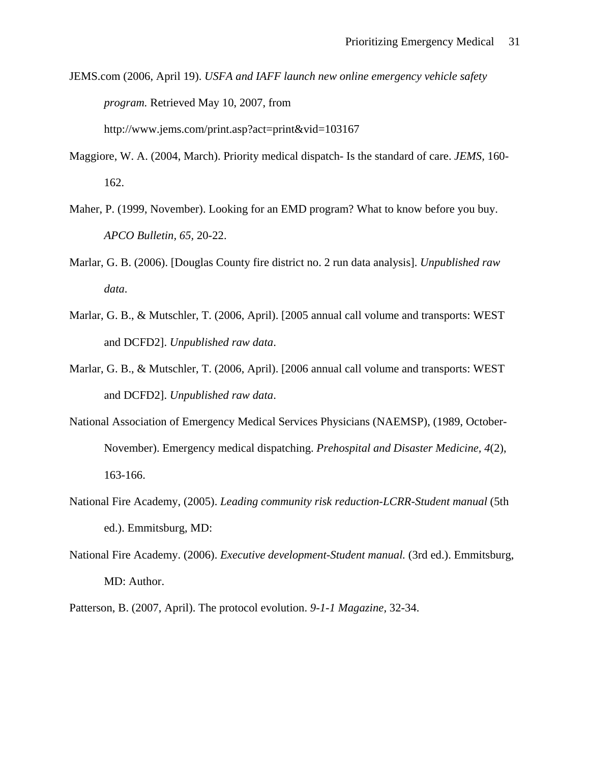JEMS.com (2006, April 19). *USFA and IAFF launch new online emergency vehicle safety program.* Retrieved May 10, 2007, from http://www.jems.com/print.asp?act=print&vid=103167

Maggiore, W. A. (2004, March). Priority medical dispatch- Is the standard of care. *JEMS*, 160-162.

Maher, P. (1999, November). Looking for an EMD program? What to know before you buy. *APCO Bulletin*, *65*, 20-22.

Marlar, G. B. (2006). [Douglas County fire district no. 2 run data analysis]. *Unpublished raw data*.

Marlar, G. B., & Mutschler, T. (2006, April). [2005 annual call volume and transports: WEST and DCFD2]. *Unpublished raw data*.

Marlar, G. B., & Mutschler, T. (2006, April). [2006 annual call volume and transports: WEST and DCFD2]. *Unpublished raw data*.

National Association of Emergency Medical Services Physicians (NAEMSP), (1989, October-November). Emergency medical dispatching. *Prehospital and Disaster Medicine*, *4*(2), 163-166.

National Fire Academy, (2005). *Leading community risk reduction-LCRR-Student manual* (5th ed.). Emmitsburg, MD:

National Fire Academy. (2006). *Executive development-Student manual.* (3rd ed.). Emmitsburg, MD: Author.

Patterson, B. (2007, April). The protocol evolution. *9-1-1 Magazine*, 32-34.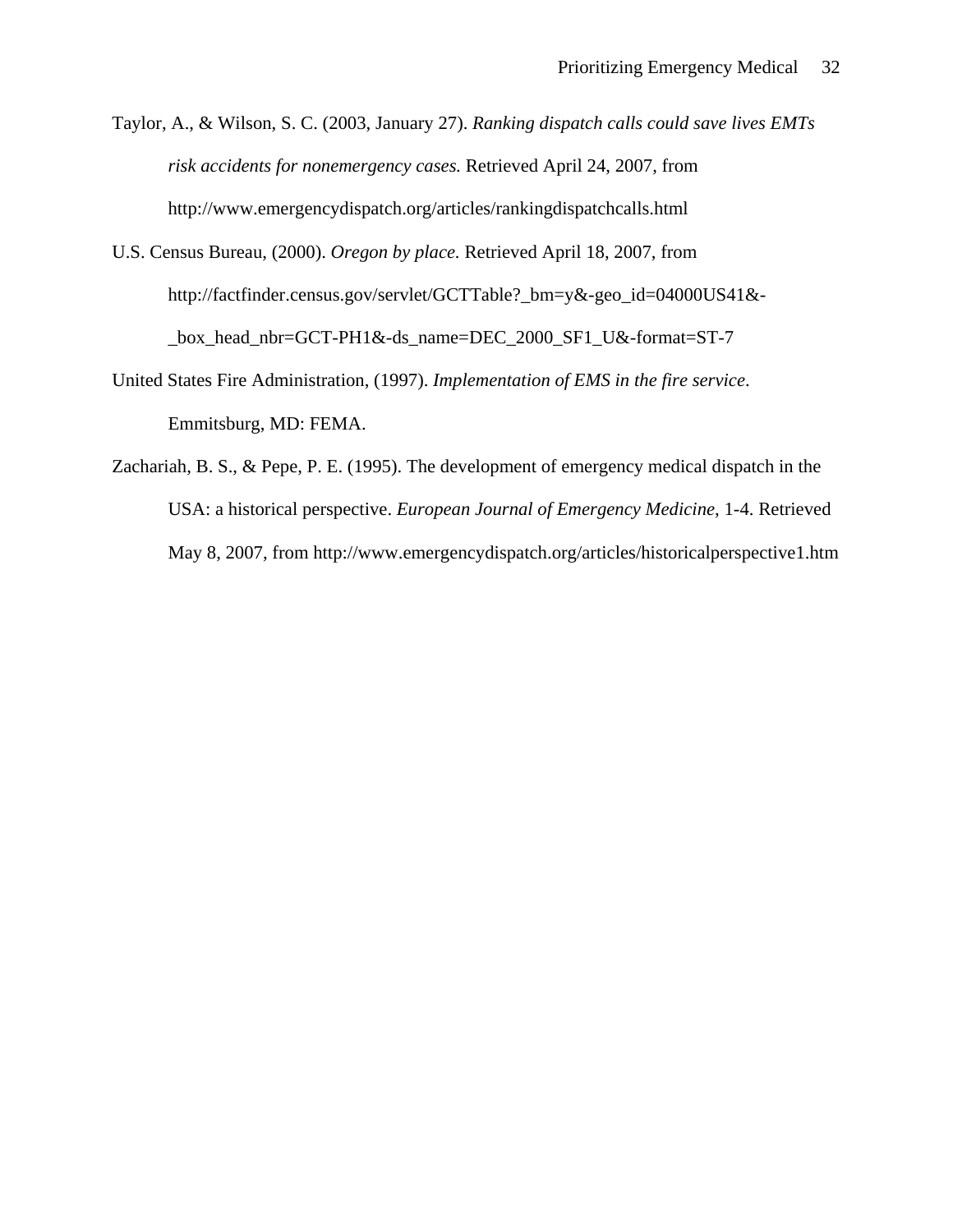Taylor, A., & Wilson, S. C. (2003, January 27). *Ranking dispatch calls could save lives EMTs risk accidents for nonemergency cases.* Retrieved April 24, 2007, from http://www.emergencydispatch.org/articles/rankingdispatchcalls.html

U.S. Census Bureau, (2000). *Oregon by place.* Retrieved April 18, 2007, from http://factfinder.census.gov/servlet/GCTTable?_bm=y&-geo_id=04000US41&-_box_head_nbr=GCT-PH1&-ds_name=DEC_2000_SF1_U&-format=ST-7

United States Fire Administration, (1997). *Implementation of EMS in the fire service*. Emmitsburg, MD: FEMA.

Zachariah, B. S., & Pepe, P. E. (1995). The development of emergency medical dispatch in the USA: a historical perspective. *European Journal of Emergency Medicine*, 1-4. Retrieved May 8, 2007, from http://www.emergencydispatch.org/articles/historicalperspective1.htm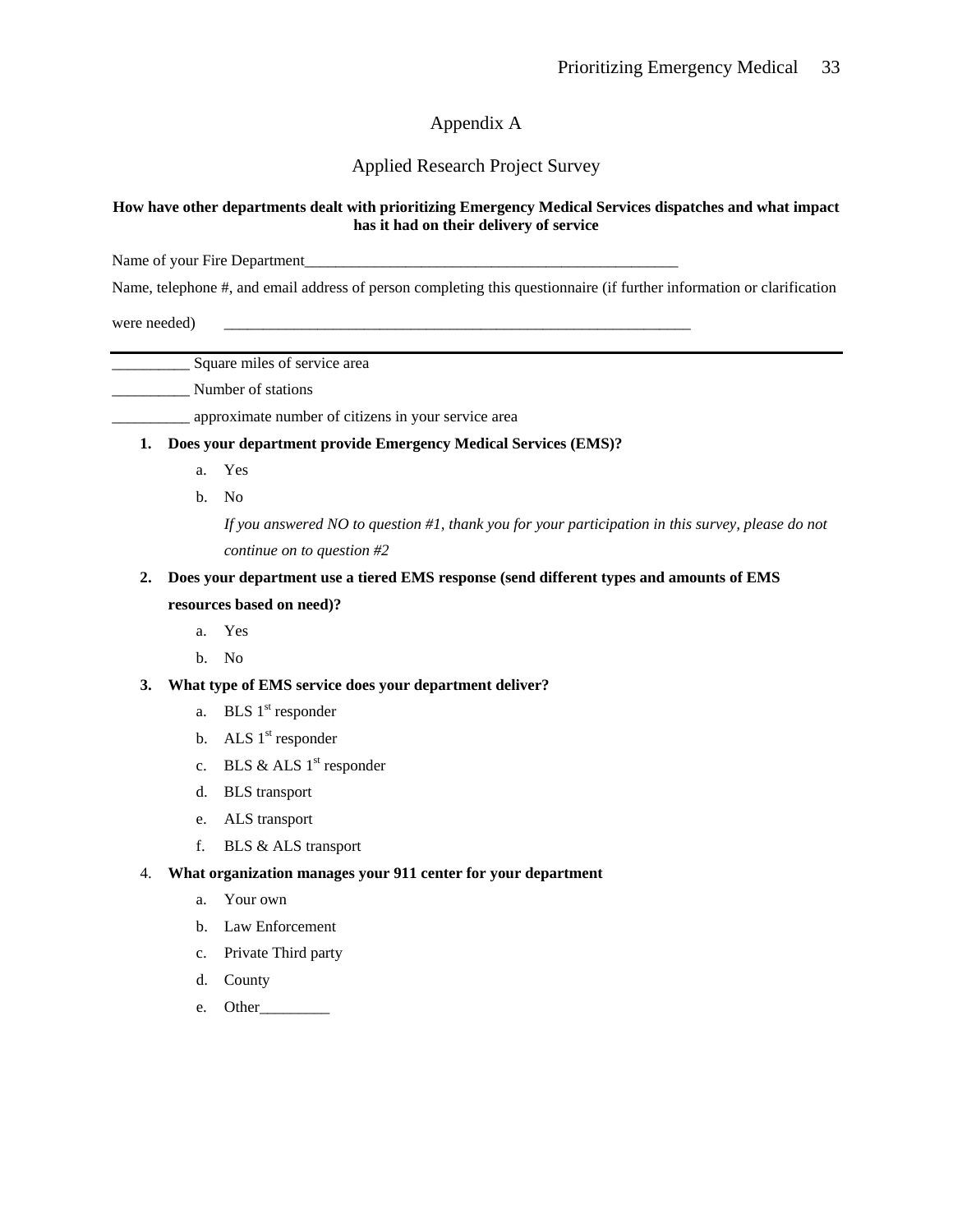# Appendix A

## Applied Research Project Survey

**How have other departments dealt with prioritizing Emergency Medical Services dispatches and what impact has it had on their delivery of service**

Name of your Fire Department__________________________________________________

Name, telephone #, and email address of person completing this questionnaire (if further information or clarification were needed) _______________________________________________________________

---

__________ Square miles of service area

__________ Number of stations

__________ approximate number of citizens in your service area

1. **Does your department provide Emergency Medical Services (EMS)?**
   a. Yes
   b. No

   *If you answered NO to question #1, thank you for your participation in this survey, please do not continue on to question #2*

2. **Does your department use a tiered EMS response (send different types and amounts of EMS resources based on need)?**
   a. Yes
   b. No

3. **What type of EMS service does your department deliver?**
   a. BLS 1st responder
   b. ALS 1st responder
   c. BLS & ALS 1st responder
   d. BLS transport
   e. ALS transport
   f. BLS & ALS transport

4. **What organization manages your 911 center for your department**
   a. Your own
   b. Law Enforcement
   c. Private Third party
   d. County
   e. Other_________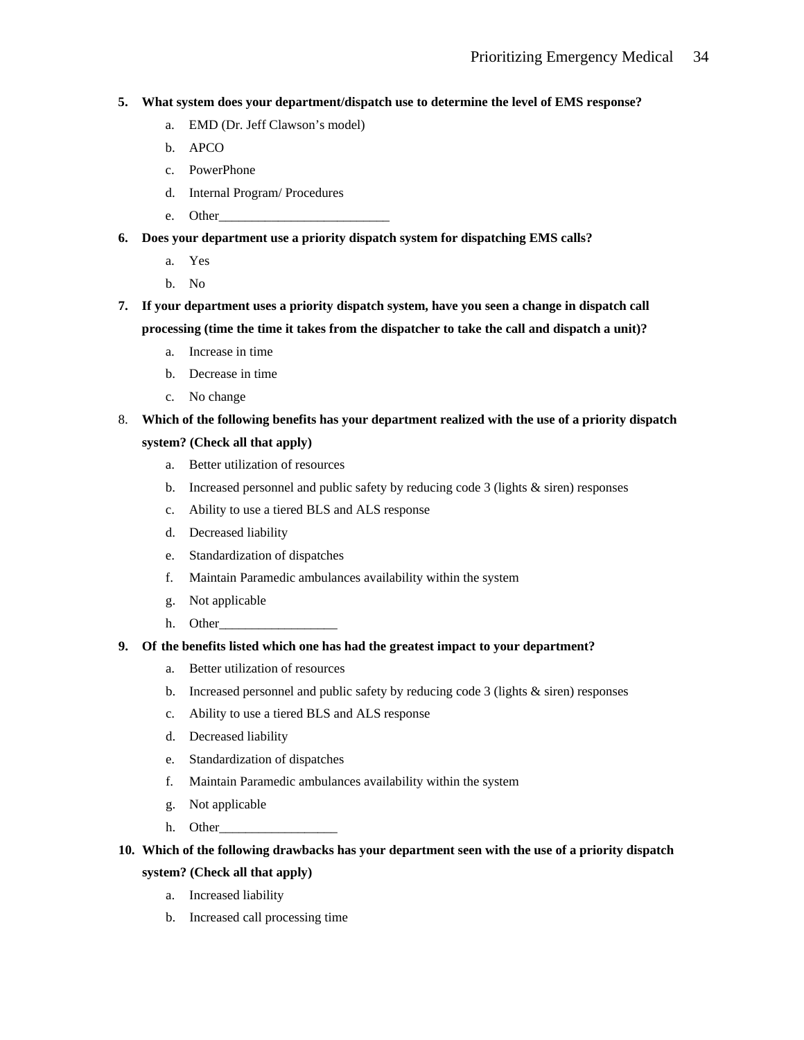5. **What system does your department/dispatch use to determine the level of EMS response?**
   a. EMD (Dr. Jeff Clawson's model)
   b. APCO
   c. PowerPhone
   d. Internal Program/ Procedures
   e. Other__________________________

6. **Does your department use a priority dispatch system for dispatching EMS calls?**
   a. Yes
   b. No

7. **If your department uses a priority dispatch system, have you seen a change in dispatch call processing (time the time it takes from the dispatcher to take the call and dispatch a unit)?**
   a. Increase in time
   b. Decrease in time
   c. No change

8. **Which of the following benefits has your department realized with the use of a priority dispatch system? (Check all that apply)**
   a. Better utilization of resources
   b. Increased personnel and public safety by reducing code 3 (lights & siren) responses
   c. Ability to use a tiered BLS and ALS response
   d. Decreased liability
   e. Standardization of dispatches
   f. Maintain Paramedic ambulances availability within the system
   g. Not applicable
   h. Other__________________

9. **Of the benefits listed which one has had the greatest impact to your department?**
   a. Better utilization of resources
   b. Increased personnel and public safety by reducing code 3 (lights & siren) responses
   c. Ability to use a tiered BLS and ALS response
   d. Decreased liability
   e. Standardization of dispatches
   f. Maintain Paramedic ambulances availability within the system
   g. Not applicable
   h. Other__________________

10. **Which of the following drawbacks has your department seen with the use of a priority dispatch system? (Check all that apply)**
    a. Increased liability
    b. Increased call processing time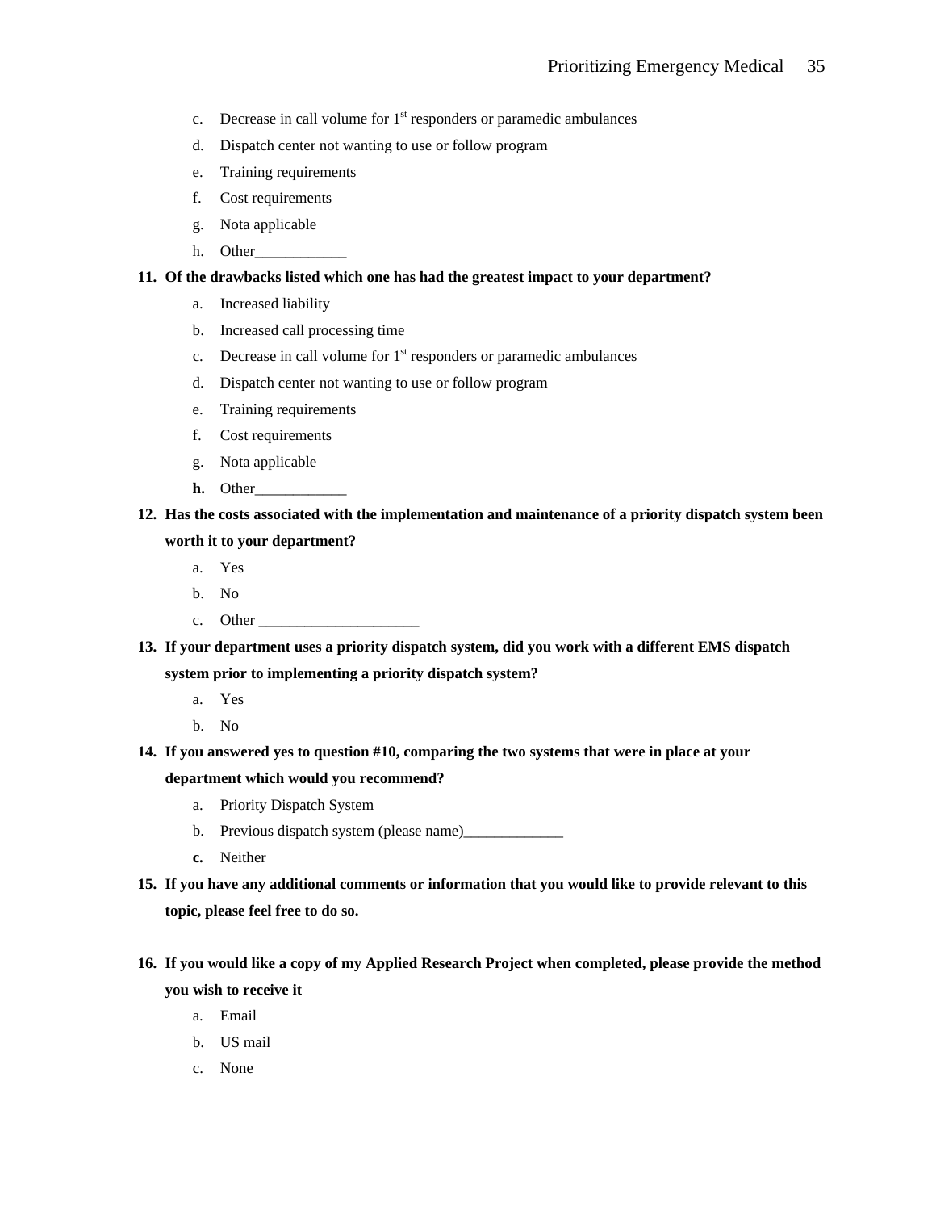c. Decrease in call volume for 1st responders or paramedic ambulances
   d. Dispatch center not wanting to use or follow program
   e. Training requirements
   f. Cost requirements
   g. Nota applicable
   h. Other____________

**11. Of the drawbacks listed which one has had the greatest impact to your department?**

   a. Increased liability
   b. Increased call processing time
   c. Decrease in call volume for 1st responders or paramedic ambulances
   d. Dispatch center not wanting to use or follow program
   e. Training requirements
   f. Cost requirements
   g. Nota applicable
   **h.** Other____________

**12. Has the costs associated with the implementation and maintenance of a priority dispatch system been worth it to your department?**

   a. Yes
   b. No
   c. Other _____________________

**13. If your department uses a priority dispatch system, did you work with a different EMS dispatch system prior to implementing a priority dispatch system?**

   a. Yes
   b. No

**14. If you answered yes to question #10, comparing the two systems that were in place at your department which would you recommend?**

   a. Priority Dispatch System
   b. Previous dispatch system (please name)_____________
   **c.** Neither

**15. If you have any additional comments or information that you would like to provide relevant to this topic, please feel free to do so.**

**16. If you would like a copy of my Applied Research Project when completed, please provide the method you wish to receive it**

   a. Email
   b. US mail
   c. None